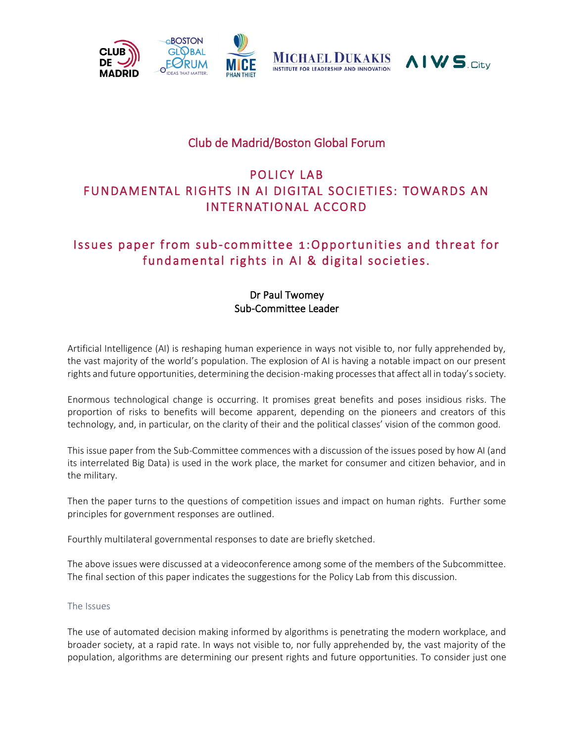Club de Madrid/Boston Global Forum

# POLICY LAB
# FUNDAMENTAL RIGHTS IN AI DIGITAL SOCIETIES: TOWARDS AN INTERNATIONAL ACCORD

## Issues paper from sub-committee 1:Opportunities and threat for fundamental rights in AI & digital societies.

Dr Paul Twomey
Sub-Committee Leader

Artificial Intelligence (AI) is reshaping human experience in ways not visible to, nor fully apprehended by, the vast majority of the world's population. The explosion of AI is having a notable impact on our present rights and future opportunities, determining the decision-making processes that affect all in today's society.

Enormous technological change is occurring. It promises great benefits and poses insidious risks. The proportion of risks to benefits will become apparent, depending on the pioneers and creators of this technology, and, in particular, on the clarity of their and the political classes' vision of the common good.

This issue paper from the Sub-Committee commences with a discussion of the issues posed by how AI (and its interrelated Big Data) is used in the work place, the market for consumer and citizen behavior, and in the military.

Then the paper turns to the questions of competition issues and impact on human rights. Further some principles for government responses are outlined.

Fourthly multilateral governmental responses to date are briefly sketched.

The above issues were discussed at a videoconference among some of the members of the Subcommittee. The final section of this paper indicates the suggestions for the Policy Lab from this discussion.

### The Issues

The use of automated decision making informed by algorithms is penetrating the modern workplace, and broader society, at a rapid rate. In ways not visible to, nor fully apprehended by, the vast majority of the population, algorithms are determining our present rights and future opportunities. To consider just one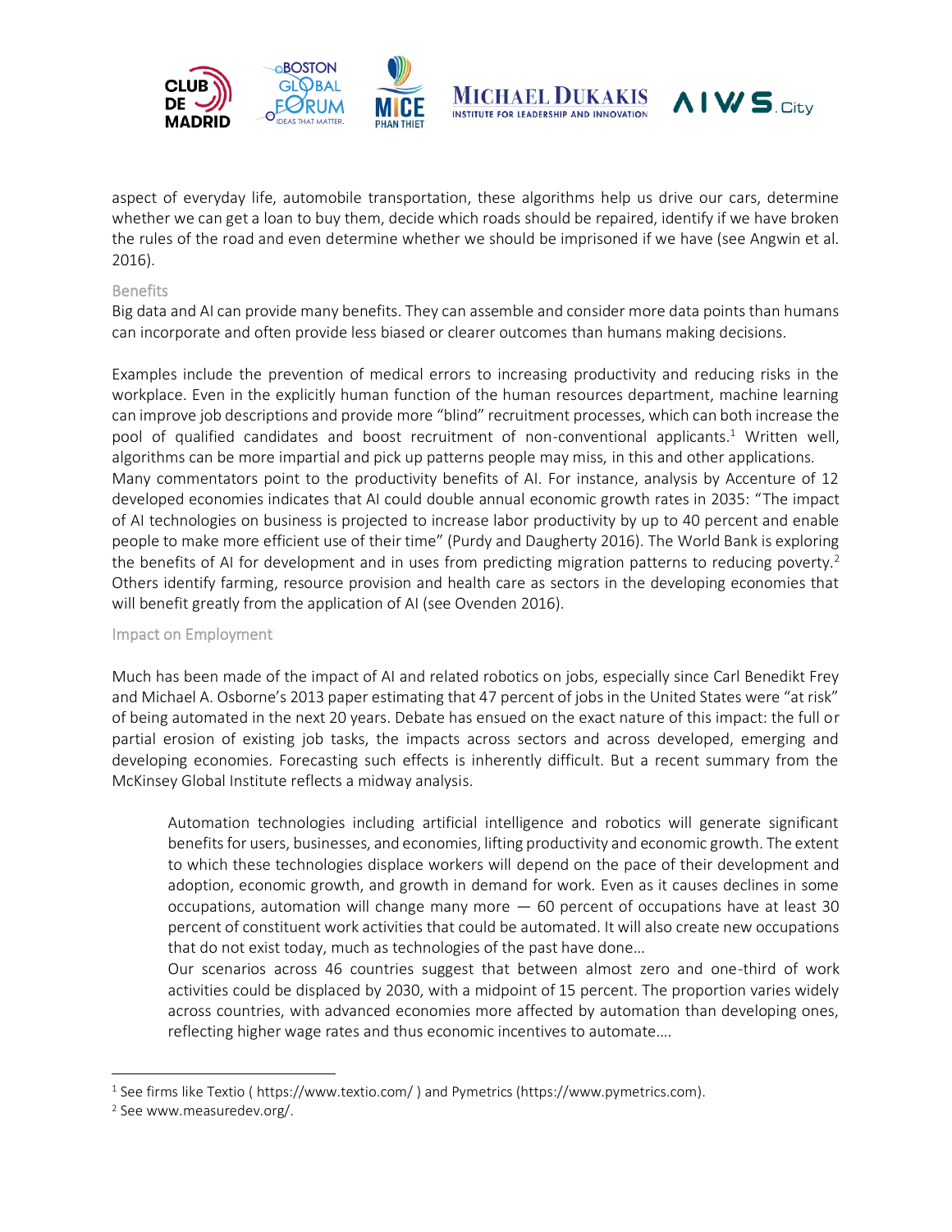aspect of everyday life, automobile transportation, these algorithms help us drive our cars, determine whether we can get a loan to buy them, decide which roads should be repaired, identify if we have broken the rules of the road and even determine whether we should be imprisoned if we have (see Angwin et al. 2016).

### Benefits

Big data and AI can provide many benefits. They can assemble and consider more data points than humans can incorporate and often provide less biased or clearer outcomes than humans making decisions.

Examples include the prevention of medical errors to increasing productivity and reducing risks in the workplace. Even in the explicitly human function of the human resources department, machine learning can improve job descriptions and provide more "blind" recruitment processes, which can both increase the pool of qualified candidates and boost recruitment of non-conventional applicants.[1] Written well, algorithms can be more impartial and pick up patterns people may miss, in this and other applications.

Many commentators point to the productivity benefits of AI. For instance, analysis by Accenture of 12 developed economies indicates that AI could double annual economic growth rates in 2035: "The impact of AI technologies on business is projected to increase labor productivity by up to 40 percent and enable people to make more efficient use of their time" (Purdy and Daugherty 2016). The World Bank is exploring the benefits of AI for development and in uses from predicting migration patterns to reducing poverty.[2] Others identify farming, resource provision and health care as sectors in the developing economies that will benefit greatly from the application of AI (see Ovenden 2016).

### Impact on Employment

Much has been made of the impact of AI and related robotics on jobs, especially since Carl Benedikt Frey and Michael A. Osborne's 2013 paper estimating that 47 percent of jobs in the United States were "at risk" of being automated in the next 20 years. Debate has ensued on the exact nature of this impact: the full or partial erosion of existing job tasks, the impacts across sectors and across developed, emerging and developing economies. Forecasting such effects is inherently difficult. But a recent summary from the McKinsey Global Institute reflects a midway analysis.

> Automation technologies including artificial intelligence and robotics will generate significant benefits for users, businesses, and economies, lifting productivity and economic growth. The extent to which these technologies displace workers will depend on the pace of their development and adoption, economic growth, and growth in demand for work. Even as it causes declines in some occupations, automation will change many more — 60 percent of occupations have at least 30 percent of constituent work activities that could be automated. It will also create new occupations that do not exist today, much as technologies of the past have done…
>
> Our scenarios across 46 countries suggest that between almost zero and one-third of work activities could be displaced by 2030, with a midpoint of 15 percent. The proportion varies widely across countries, with advanced economies more affected by automation than developing ones, reflecting higher wage rates and thus economic incentives to automate….

---

[1] See firms like Textio ( https://www.textio.com/ ) and Pymetrics (https://www.pymetrics.com).

[2] See www.measuredev.org/.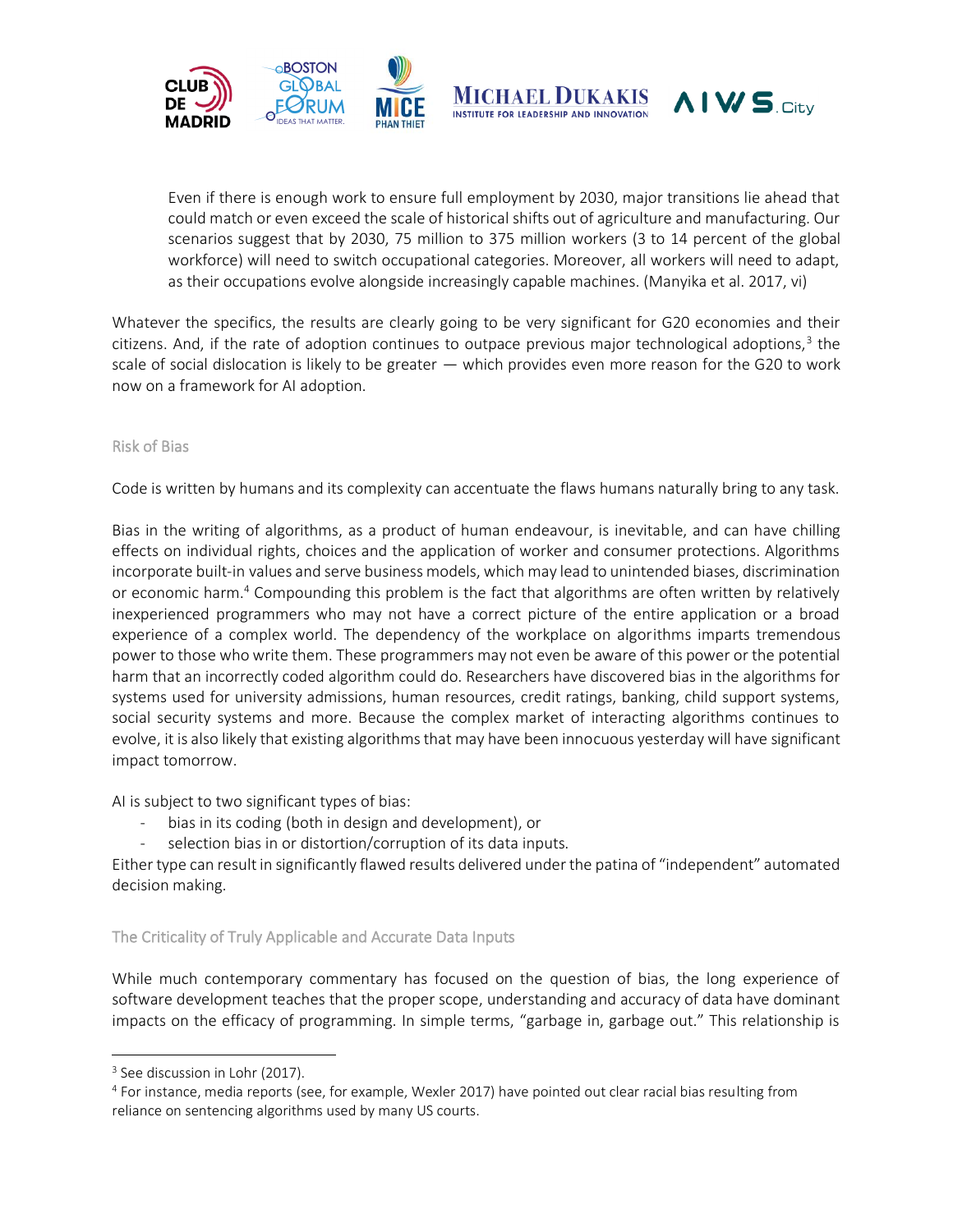> Even if there is enough work to ensure full employment by 2030, major transitions lie ahead that could match or even exceed the scale of historical shifts out of agriculture and manufacturing. Our scenarios suggest that by 2030, 75 million to 375 million workers (3 to 14 percent of the global workforce) will need to switch occupational categories. Moreover, all workers will need to adapt, as their occupations evolve alongside increasingly capable machines. (Manyika et al. 2017, vi)

Whatever the specifics, the results are clearly going to be very significant for G20 economies and their citizens. And, if the rate of adoption continues to outpace previous major technological adoptions,[3] the scale of social dislocation is likely to be greater — which provides even more reason for the G20 to work now on a framework for AI adoption.

### Risk of Bias

Code is written by humans and its complexity can accentuate the flaws humans naturally bring to any task.

Bias in the writing of algorithms, as a product of human endeavour, is inevitable, and can have chilling effects on individual rights, choices and the application of worker and consumer protections. Algorithms incorporate built-in values and serve business models, which may lead to unintended biases, discrimination or economic harm.[4] Compounding this problem is the fact that algorithms are often written by relatively inexperienced programmers who may not have a correct picture of the entire application or a broad experience of a complex world. The dependency of the workplace on algorithms imparts tremendous power to those who write them. These programmers may not even be aware of this power or the potential harm that an incorrectly coded algorithm could do. Researchers have discovered bias in the algorithms for systems used for university admissions, human resources, credit ratings, banking, child support systems, social security systems and more. Because the complex market of interacting algorithms continues to evolve, it is also likely that existing algorithms that may have been innocuous yesterday will have significant impact tomorrow.

AI is subject to two significant types of bias:

- bias in its coding (both in design and development), or
- selection bias in or distortion/corruption of its data inputs.

Either type can result in significantly flawed results delivered under the patina of "independent" automated decision making.

### The Criticality of Truly Applicable and Accurate Data Inputs

While much contemporary commentary has focused on the question of bias, the long experience of software development teaches that the proper scope, understanding and accuracy of data have dominant impacts on the efficacy of programming. In simple terms, "garbage in, garbage out." This relationship is

---

[3] See discussion in Lohr (2017).

[4] For instance, media reports (see, for example, Wexler 2017) have pointed out clear racial bias resulting from reliance on sentencing algorithms used by many US courts.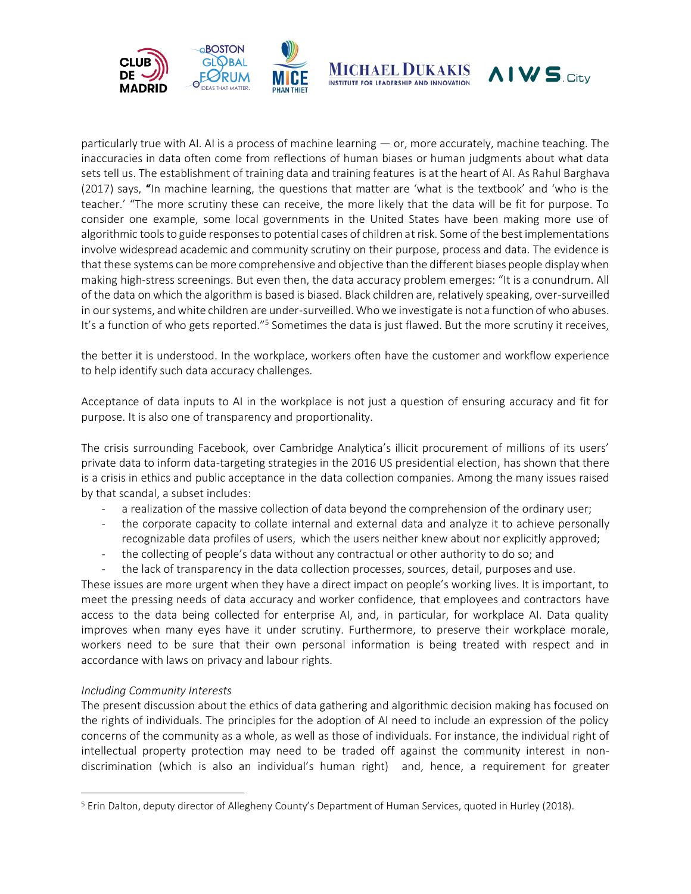particularly true with AI. AI is a process of machine learning — or, more accurately, machine teaching. The inaccuracies in data often come from reflections of human biases or human judgments about what data sets tell us. The establishment of training data and training features is at the heart of AI. As Rahul Barghava (2017) says, **"**In machine learning, the questions that matter are 'what is the textbook' and 'who is the teacher.' "The more scrutiny these can receive, the more likely that the data will be fit for purpose. To consider one example, some local governments in the United States have been making more use of algorithmic tools to guide responses to potential cases of children at risk. Some of the best implementations involve widespread academic and community scrutiny on their purpose, process and data. The evidence is that these systems can be more comprehensive and objective than the different biases people display when making high-stress screenings. But even then, the data accuracy problem emerges: "It is a conundrum. All of the data on which the algorithm is based is biased. Black children are, relatively speaking, over-surveilled in our systems, and white children are under-surveilled. Who we investigate is not a function of who abuses. It's a function of who gets reported."[5] Sometimes the data is just flawed. But the more scrutiny it receives, the better it is understood. In the workplace, workers often have the customer and workflow experience to help identify such data accuracy challenges.

Acceptance of data inputs to AI in the workplace is not just a question of ensuring accuracy and fit for purpose. It is also one of transparency and proportionality.

The crisis surrounding Facebook, over Cambridge Analytica's illicit procurement of millions of its users' private data to inform data-targeting strategies in the 2016 US presidential election, has shown that there is a crisis in ethics and public acceptance in the data collection companies. Among the many issues raised by that scandal, a subset includes:

- a realization of the massive collection of data beyond the comprehension of the ordinary user;
- the corporate capacity to collate internal and external data and analyze it to achieve personally recognizable data profiles of users, which the users neither knew about nor explicitly approved;
- the collecting of people's data without any contractual or other authority to do so; and
- the lack of transparency in the data collection processes, sources, detail, purposes and use.

These issues are more urgent when they have a direct impact on people's working lives. It is important, to meet the pressing needs of data accuracy and worker confidence, that employees and contractors have access to the data being collected for enterprise AI, and, in particular, for workplace AI. Data quality improves when many eyes have it under scrutiny. Furthermore, to preserve their workplace morale, workers need to be sure that their own personal information is being treated with respect and in accordance with laws on privacy and labour rights.

*Including Community Interests*

The present discussion about the ethics of data gathering and algorithmic decision making has focused on the rights of individuals. The principles for the adoption of AI need to include an expression of the policy concerns of the community as a whole, as well as those of individuals. For instance, the individual right of intellectual property protection may need to be traded off against the community interest in non-discrimination (which is also an individual's human right) and, hence, a requirement for greater

[5] Erin Dalton, deputy director of Allegheny County's Department of Human Services, quoted in Hurley (2018).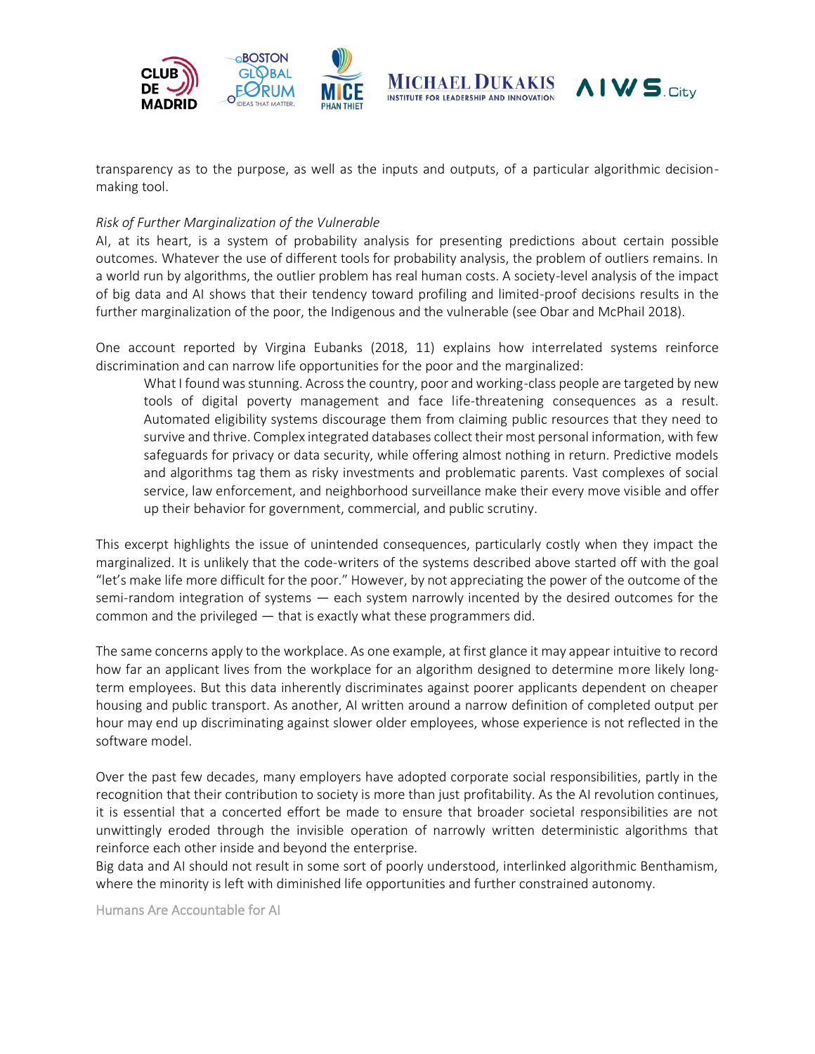transparency as to the purpose, as well as the inputs and outputs, of a particular algorithmic decision-making tool.

*Risk of Further Marginalization of the Vulnerable*

AI, at its heart, is a system of probability analysis for presenting predictions about certain possible outcomes. Whatever the use of different tools for probability analysis, the problem of outliers remains. In a world run by algorithms, the outlier problem has real human costs. A society-level analysis of the impact of big data and AI shows that their tendency toward profiling and limited-proof decisions results in the further marginalization of the poor, the Indigenous and the vulnerable (see Obar and McPhail 2018).

One account reported by Virgina Eubanks (2018, 11) explains how interrelated systems reinforce discrimination and can narrow life opportunities for the poor and the marginalized:

> What I found was stunning. Across the country, poor and working-class people are targeted by new tools of digital poverty management and face life-threatening consequences as a result. Automated eligibility systems discourage them from claiming public resources that they need to survive and thrive. Complex integrated databases collect their most personal information, with few safeguards for privacy or data security, while offering almost nothing in return. Predictive models and algorithms tag them as risky investments and problematic parents. Vast complexes of social service, law enforcement, and neighborhood surveillance make their every move visible and offer up their behavior for government, commercial, and public scrutiny.

This excerpt highlights the issue of unintended consequences, particularly costly when they impact the marginalized. It is unlikely that the code-writers of the systems described above started off with the goal "let's make life more difficult for the poor." However, by not appreciating the power of the outcome of the semi-random integration of systems — each system narrowly incented by the desired outcomes for the common and the privileged — that is exactly what these programmers did.

The same concerns apply to the workplace. As one example, at first glance it may appear intuitive to record how far an applicant lives from the workplace for an algorithm designed to determine more likely long-term employees. But this data inherently discriminates against poorer applicants dependent on cheaper housing and public transport. As another, AI written around a narrow definition of completed output per hour may end up discriminating against slower older employees, whose experience is not reflected in the software model.

Over the past few decades, many employers have adopted corporate social responsibilities, partly in the recognition that their contribution to society is more than just profitability. As the AI revolution continues, it is essential that a concerted effort be made to ensure that broader societal responsibilities are not unwittingly eroded through the invisible operation of narrowly written deterministic algorithms that reinforce each other inside and beyond the enterprise.

Big data and AI should not result in some sort of poorly understood, interlinked algorithmic Benthamism, where the minority is left with diminished life opportunities and further constrained autonomy.

## Humans Are Accountable for AI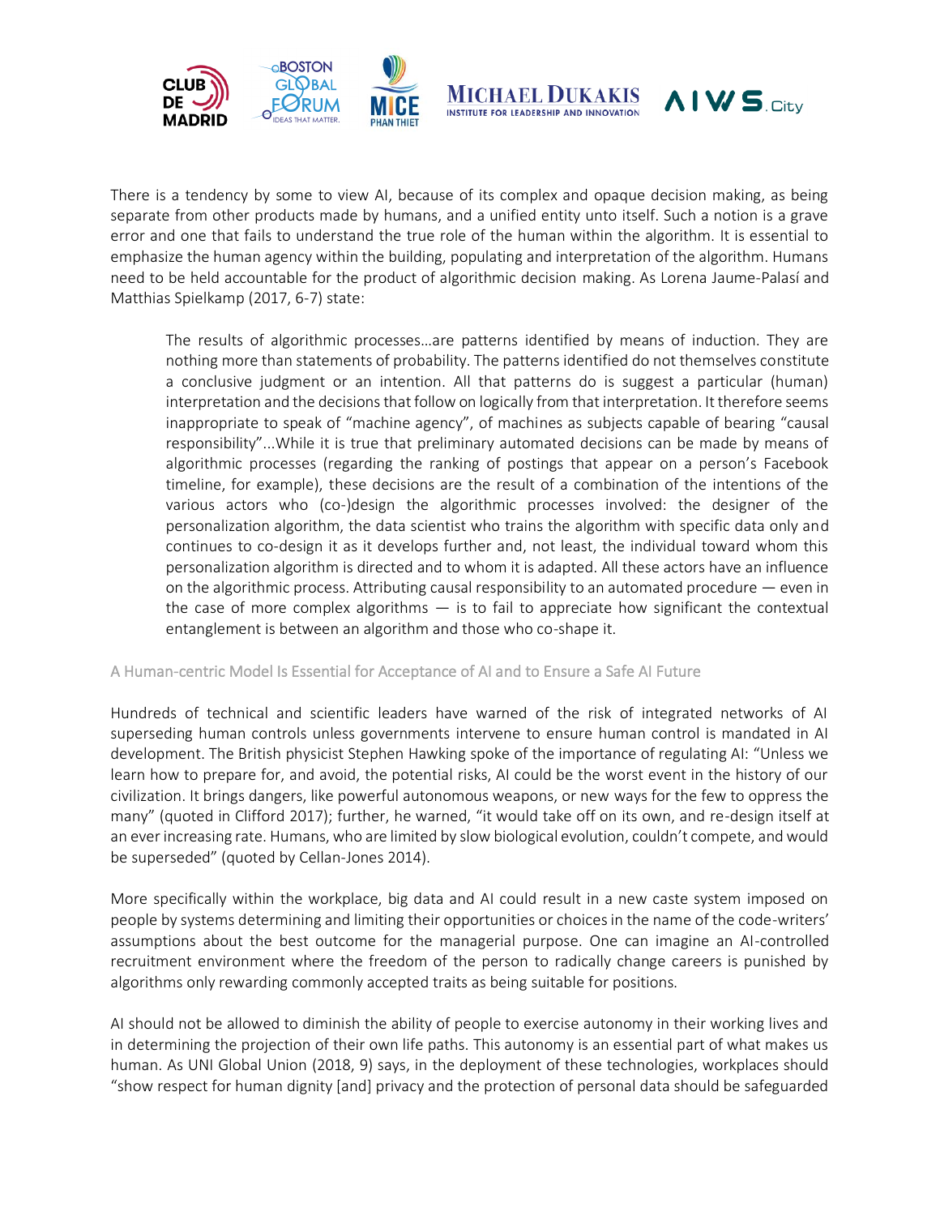There is a tendency by some to view AI, because of its complex and opaque decision making, as being separate from other products made by humans, and a unified entity unto itself. Such a notion is a grave error and one that fails to understand the true role of the human within the algorithm. It is essential to emphasize the human agency within the building, populating and interpretation of the algorithm. Humans need to be held accountable for the product of algorithmic decision making. As Lorena Jaume-Palasí and Matthias Spielkamp (2017, 6-7) state:

> The results of algorithmic processes…are patterns identified by means of induction. They are nothing more than statements of probability. The patterns identified do not themselves constitute a conclusive judgment or an intention. All that patterns do is suggest a particular (human) interpretation and the decisions that follow on logically from that interpretation. It therefore seems inappropriate to speak of "machine agency", of machines as subjects capable of bearing "causal responsibility"...While it is true that preliminary automated decisions can be made by means of algorithmic processes (regarding the ranking of postings that appear on a person's Facebook timeline, for example), these decisions are the result of a combination of the intentions of the various actors who (co-)design the algorithmic processes involved: the designer of the personalization algorithm, the data scientist who trains the algorithm with specific data only and continues to co-design it as it develops further and, not least, the individual toward whom this personalization algorithm is directed and to whom it is adapted. All these actors have an influence on the algorithmic process. Attributing causal responsibility to an automated procedure — even in the case of more complex algorithms — is to fail to appreciate how significant the contextual entanglement is between an algorithm and those who co-shape it.

## A Human-centric Model Is Essential for Acceptance of AI and to Ensure a Safe AI Future

Hundreds of technical and scientific leaders have warned of the risk of integrated networks of AI superseding human controls unless governments intervene to ensure human control is mandated in AI development. The British physicist Stephen Hawking spoke of the importance of regulating AI: "Unless we learn how to prepare for, and avoid, the potential risks, AI could be the worst event in the history of our civilization. It brings dangers, like powerful autonomous weapons, or new ways for the few to oppress the many" (quoted in Clifford 2017); further, he warned, "it would take off on its own, and re-design itself at an ever increasing rate. Humans, who are limited by slow biological evolution, couldn't compete, and would be superseded" (quoted by Cellan-Jones 2014).

More specifically within the workplace, big data and AI could result in a new caste system imposed on people by systems determining and limiting their opportunities or choices in the name of the code-writers' assumptions about the best outcome for the managerial purpose. One can imagine an AI-controlled recruitment environment where the freedom of the person to radically change careers is punished by algorithms only rewarding commonly accepted traits as being suitable for positions.

AI should not be allowed to diminish the ability of people to exercise autonomy in their working lives and in determining the projection of their own life paths. This autonomy is an essential part of what makes us human. As UNI Global Union (2018, 9) says, in the deployment of these technologies, workplaces should "show respect for human dignity [and] privacy and the protection of personal data should be safeguarded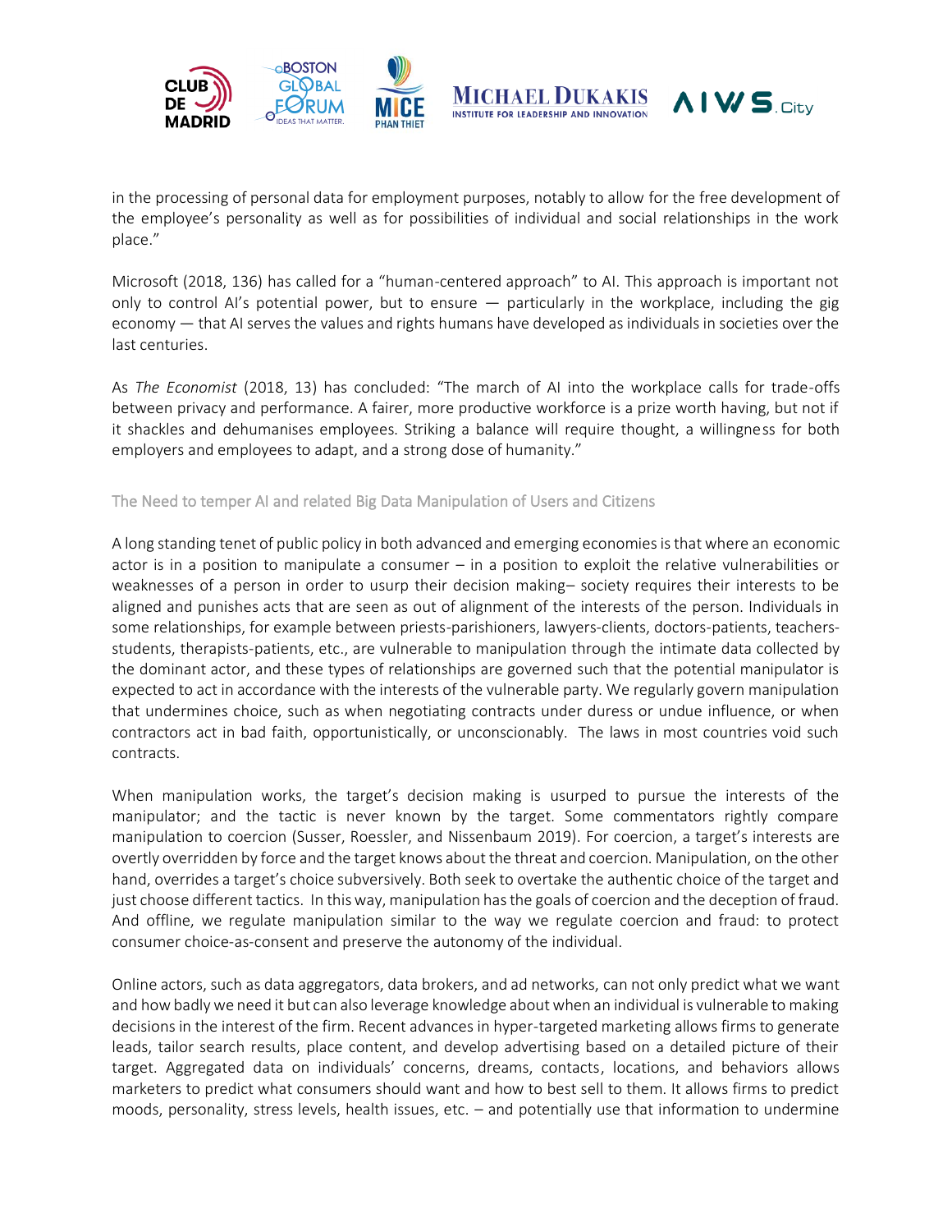in the processing of personal data for employment purposes, notably to allow for the free development of the employee's personality as well as for possibilities of individual and social relationships in the work place."

Microsoft (2018, 136) has called for a "human-centered approach" to AI. This approach is important not only to control AI's potential power, but to ensure — particularly in the workplace, including the gig economy — that AI serves the values and rights humans have developed as individuals in societies over the last centuries.

As *The Economist* (2018, 13) has concluded: "The march of AI into the workplace calls for trade-offs between privacy and performance. A fairer, more productive workforce is a prize worth having, but not if it shackles and dehumanises employees. Striking a balance will require thought, a willingness for both employers and employees to adapt, and a strong dose of humanity."

### The Need to temper AI and related Big Data Manipulation of Users and Citizens

A long standing tenet of public policy in both advanced and emerging economies is that where an economic actor is in a position to manipulate a consumer – in a position to exploit the relative vulnerabilities or weaknesses of a person in order to usurp their decision making– society requires their interests to be aligned and punishes acts that are seen as out of alignment of the interests of the person. Individuals in some relationships, for example between priests-parishioners, lawyers-clients, doctors-patients, teachers-students, therapists-patients, etc., are vulnerable to manipulation through the intimate data collected by the dominant actor, and these types of relationships are governed such that the potential manipulator is expected to act in accordance with the interests of the vulnerable party. We regularly govern manipulation that undermines choice, such as when negotiating contracts under duress or undue influence, or when contractors act in bad faith, opportunistically, or unconscionably. The laws in most countries void such contracts.

When manipulation works, the target's decision making is usurped to pursue the interests of the manipulator; and the tactic is never known by the target. Some commentators rightly compare manipulation to coercion (Susser, Roessler, and Nissenbaum 2019). For coercion, a target's interests are overtly overridden by force and the target knows about the threat and coercion. Manipulation, on the other hand, overrides a target's choice subversively. Both seek to overtake the authentic choice of the target and just choose different tactics. In this way, manipulation has the goals of coercion and the deception of fraud. And offline, we regulate manipulation similar to the way we regulate coercion and fraud: to protect consumer choice-as-consent and preserve the autonomy of the individual.

Online actors, such as data aggregators, data brokers, and ad networks, can not only predict what we want and how badly we need it but can also leverage knowledge about when an individual is vulnerable to making decisions in the interest of the firm. Recent advances in hyper-targeted marketing allows firms to generate leads, tailor search results, place content, and develop advertising based on a detailed picture of their target. Aggregated data on individuals' concerns, dreams, contacts, locations, and behaviors allows marketers to predict what consumers should want and how to best sell to them. It allows firms to predict moods, personality, stress levels, health issues, etc. – and potentially use that information to undermine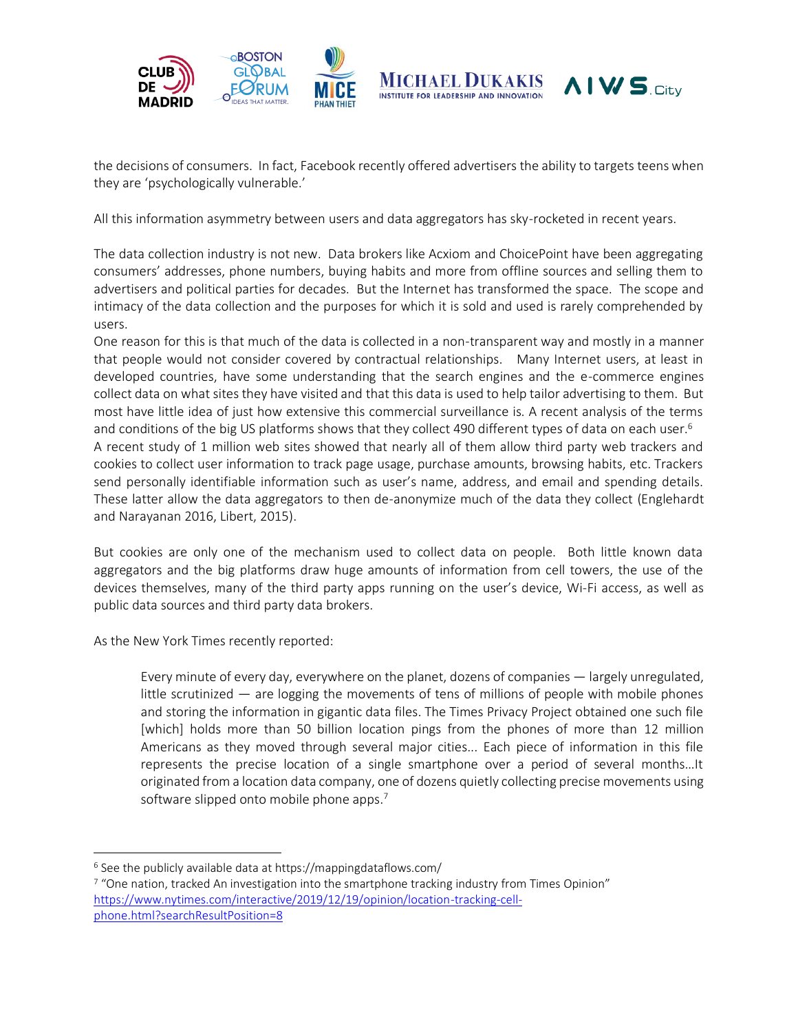the decisions of consumers. In fact, Facebook recently offered advertisers the ability to targets teens when they are 'psychologically vulnerable.'

All this information asymmetry between users and data aggregators has sky-rocketed in recent years.

The data collection industry is not new. Data brokers like Acxiom and ChoicePoint have been aggregating consumers' addresses, phone numbers, buying habits and more from offline sources and selling them to advertisers and political parties for decades. But the Internet has transformed the space. The scope and intimacy of the data collection and the purposes for which it is sold and used is rarely comprehended by users.

One reason for this is that much of the data is collected in a non-transparent way and mostly in a manner that people would not consider covered by contractual relationships. Many Internet users, at least in developed countries, have some understanding that the search engines and the e-commerce engines collect data on what sites they have visited and that this data is used to help tailor advertising to them. But most have little idea of just how extensive this commercial surveillance is. A recent analysis of the terms and conditions of the big US platforms shows that they collect 490 different types of data on each user.[6]

A recent study of 1 million web sites showed that nearly all of them allow third party web trackers and cookies to collect user information to track page usage, purchase amounts, browsing habits, etc. Trackers send personally identifiable information such as user's name, address, and email and spending details. These latter allow the data aggregators to then de-anonymize much of the data they collect (Englehardt and Narayanan 2016, Libert, 2015).

But cookies are only one of the mechanism used to collect data on people. Both little known data aggregators and the big platforms draw huge amounts of information from cell towers, the use of the devices themselves, many of the third party apps running on the user's device, Wi-Fi access, as well as public data sources and third party data brokers.

As the New York Times recently reported:

> Every minute of every day, everywhere on the planet, dozens of companies — largely unregulated, little scrutinized — are logging the movements of tens of millions of people with mobile phones and storing the information in gigantic data files. The Times Privacy Project obtained one such file [which] holds more than 50 billion location pings from the phones of more than 12 million Americans as they moved through several major cities... Each piece of information in this file represents the precise location of a single smartphone over a period of several months…It originated from a location data company, one of dozens quietly collecting precise movements using software slipped onto mobile phone apps.[7]

---

[6] See the publicly available data at https://mappingdataflows.com/

[7] "One nation, tracked An investigation into the smartphone tracking industry from Times Opinion" https://www.nytimes.com/interactive/2019/12/19/opinion/location-tracking-cell-phone.html?searchResultPosition=8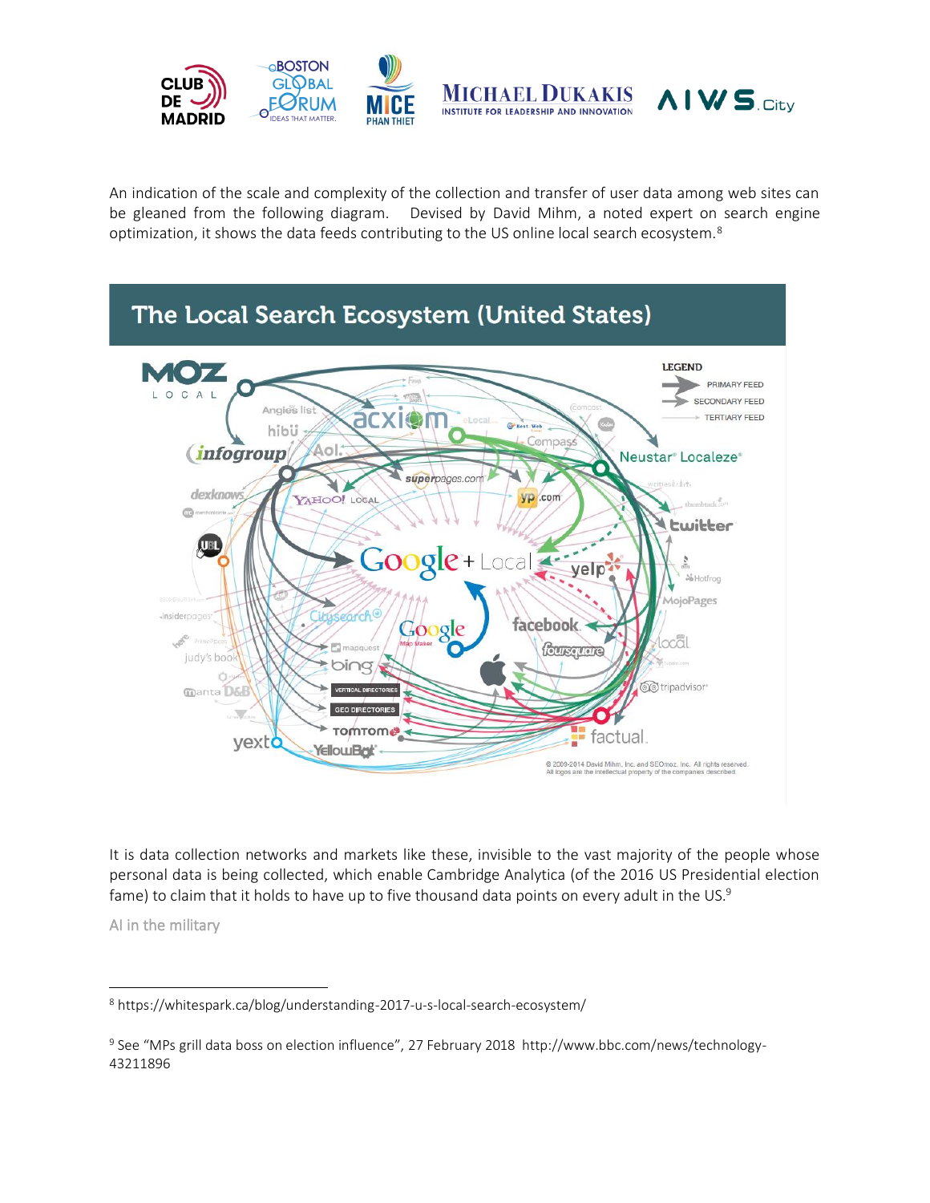An indication of the scale and complexity of the collection and transfer of user data among web sites can be gleaned from the following diagram. Devised by David Mihm, a noted expert on search engine optimization, it shows the data feeds contributing to the US online local search ecosystem.[8]

It is data collection networks and markets like these, invisible to the vast majority of the people whose personal data is being collected, which enable Cambridge Analytica (of the 2016 US Presidential election fame) to claim that it holds to have up to five thousand data points on every adult in the US.[9]

## AI in the military

---

[8] https://whitespark.ca/blog/understanding-2017-u-s-local-search-ecosystem/

[9] See "MPs grill data boss on election influence", 27 February 2018 http://www.bbc.com/news/technology-43211896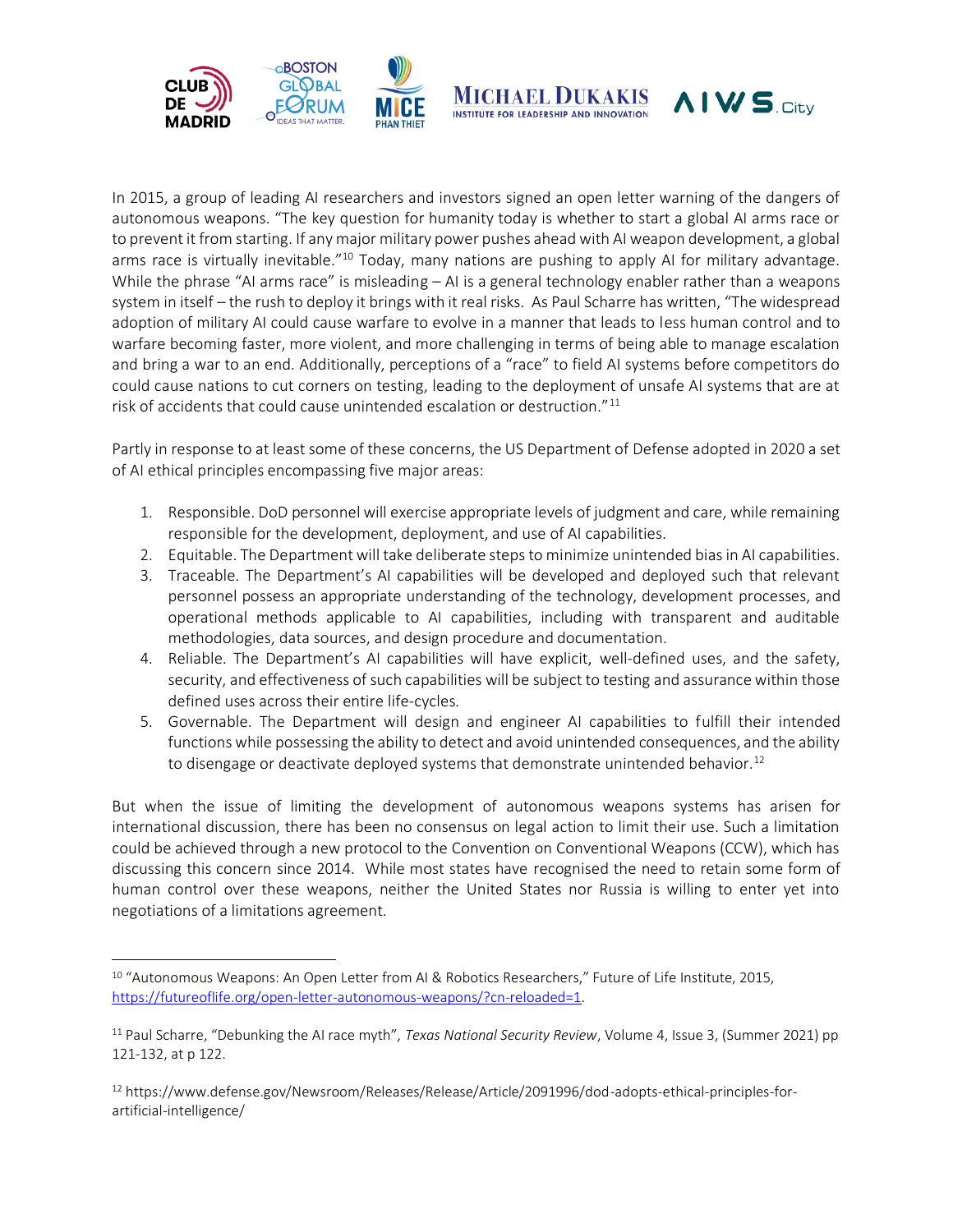In 2015, a group of leading AI researchers and investors signed an open letter warning of the dangers of autonomous weapons. "The key question for humanity today is whether to start a global AI arms race or to prevent it from starting. If any major military power pushes ahead with AI weapon development, a global arms race is virtually inevitable."[10] Today, many nations are pushing to apply AI for military advantage. While the phrase "AI arms race" is misleading – AI is a general technology enabler rather than a weapons system in itself – the rush to deploy it brings with it real risks. As Paul Scharre has written, "The widespread adoption of military AI could cause warfare to evolve in a manner that leads to less human control and to warfare becoming faster, more violent, and more challenging in terms of being able to manage escalation and bring a war to an end. Additionally, perceptions of a "race" to field AI systems before competitors do could cause nations to cut corners on testing, leading to the deployment of unsafe AI systems that are at risk of accidents that could cause unintended escalation or destruction."[11]

Partly in response to at least some of these concerns, the US Department of Defense adopted in 2020 a set of AI ethical principles encompassing five major areas:

1. Responsible. DoD personnel will exercise appropriate levels of judgment and care, while remaining responsible for the development, deployment, and use of AI capabilities.
2. Equitable. The Department will take deliberate steps to minimize unintended bias in AI capabilities.
3. Traceable. The Department's AI capabilities will be developed and deployed such that relevant personnel possess an appropriate understanding of the technology, development processes, and operational methods applicable to AI capabilities, including with transparent and auditable methodologies, data sources, and design procedure and documentation.
4. Reliable. The Department's AI capabilities will have explicit, well-defined uses, and the safety, security, and effectiveness of such capabilities will be subject to testing and assurance within those defined uses across their entire life-cycles.
5. Governable. The Department will design and engineer AI capabilities to fulfill their intended functions while possessing the ability to detect and avoid unintended consequences, and the ability to disengage or deactivate deployed systems that demonstrate unintended behavior.[12]

But when the issue of limiting the development of autonomous weapons systems has arisen for international discussion, there has been no consensus on legal action to limit their use. Such a limitation could be achieved through a new protocol to the Convention on Conventional Weapons (CCW), which has discussing this concern since 2014. While most states have recognised the need to retain some form of human control over these weapons, neither the United States nor Russia is willing to enter yet into negotiations of a limitations agreement.

---

[10] "Autonomous Weapons: An Open Letter from AI & Robotics Researchers," Future of Life Institute, 2015, https://futureoflife.org/open-letter-autonomous-weapons/?cn-reloaded=1.

[11] Paul Scharre, "Debunking the AI race myth", *Texas National Security Review*, Volume 4, Issue 3, (Summer 2021) pp 121-132, at p 122.

[12] https://www.defense.gov/Newsroom/Releases/Release/Article/2091996/dod-adopts-ethical-principles-for-artificial-intelligence/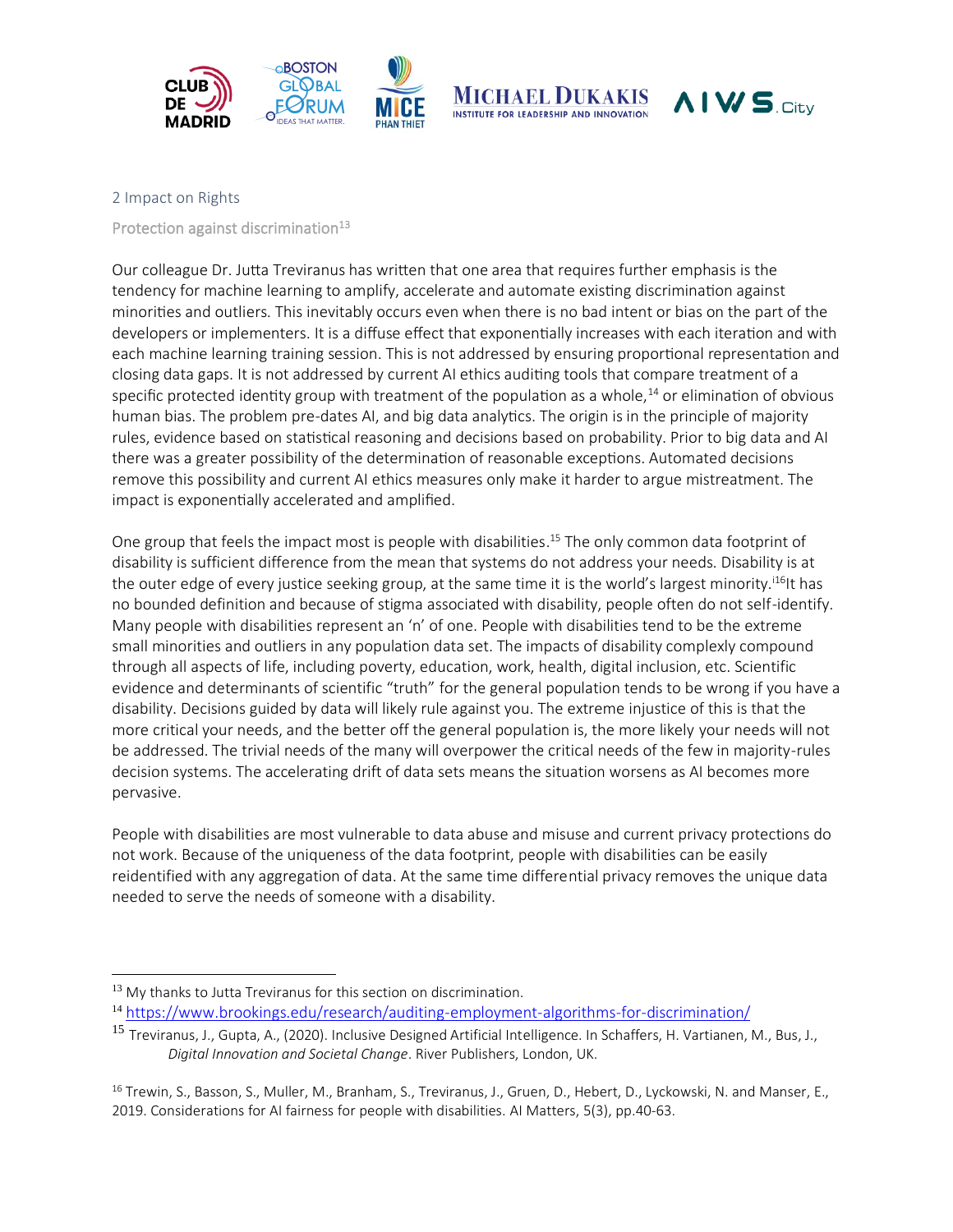## 2 Impact on Rights

### Protection against discrimination[13]

Our colleague Dr. Jutta Treviranus has written that one area that requires further emphasis is the tendency for machine learning to amplify, accelerate and automate existing discrimination against minorities and outliers. This inevitably occurs even when there is no bad intent or bias on the part of the developers or implementers. It is a diffuse effect that exponentially increases with each iteration and with each machine learning training session. This is not addressed by ensuring proportional representation and closing data gaps. It is not addressed by current AI ethics auditing tools that compare treatment of a specific protected identity group with treatment of the population as a whole,[14] or elimination of obvious human bias. The problem pre-dates AI, and big data analytics. The origin is in the principle of majority rules, evidence based on statistical reasoning and decisions based on probability. Prior to big data and AI there was a greater possibility of the determination of reasonable exceptions. Automated decisions remove this possibility and current AI ethics measures only make it harder to argue mistreatment. The impact is exponentially accelerated and amplified.

One group that feels the impact most is people with disabilities.[15] The only common data footprint of disability is sufficient difference from the mean that systems do not address your needs. Disability is at the outer edge of every justice seeking group, at the same time it is the world's largest minority.[i16]It has no bounded definition and because of stigma associated with disability, people often do not self-identify. Many people with disabilities represent an 'n' of one. People with disabilities tend to be the extreme small minorities and outliers in any population data set. The impacts of disability complexly compound through all aspects of life, including poverty, education, work, health, digital inclusion, etc. Scientific evidence and determinants of scientific "truth" for the general population tends to be wrong if you have a disability. Decisions guided by data will likely rule against you. The extreme injustice of this is that the more critical your needs, and the better off the general population is, the more likely your needs will not be addressed. The trivial needs of the many will overpower the critical needs of the few in majority-rules decision systems. The accelerating drift of data sets means the situation worsens as AI becomes more pervasive.

People with disabilities are most vulnerable to data abuse and misuse and current privacy protections do not work. Because of the uniqueness of the data footprint, people with disabilities can be easily reidentified with any aggregation of data. At the same time differential privacy removes the unique data needed to serve the needs of someone with a disability.

---

[13] My thanks to Jutta Treviranus for this section on discrimination.

[14] https://www.brookings.edu/research/auditing-employment-algorithms-for-discrimination/

[15] Treviranus, J., Gupta, A., (2020). Inclusive Designed Artificial Intelligence. In Schaffers, H. Vartianen, M., Bus, J., *Digital Innovation and Societal Change*. River Publishers, London, UK.

[16] Trewin, S., Basson, S., Muller, M., Branham, S., Treviranus, J., Gruen, D., Hebert, D., Lyckowski, N. and Manser, E., 2019. Considerations for AI fairness for people with disabilities. AI Matters, 5(3), pp.40-63.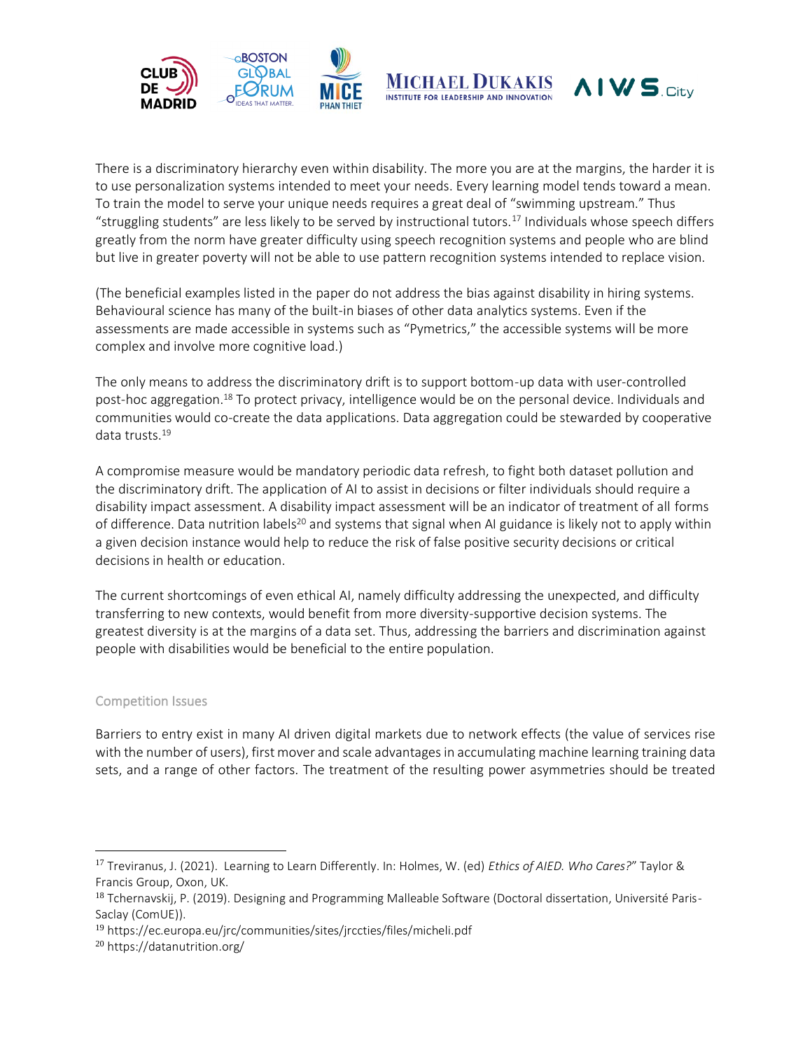There is a discriminatory hierarchy even within disability. The more you are at the margins, the harder it is to use personalization systems intended to meet your needs. Every learning model tends toward a mean. To train the model to serve your unique needs requires a great deal of "swimming upstream." Thus "struggling students" are less likely to be served by instructional tutors.[17] Individuals whose speech differs greatly from the norm have greater difficulty using speech recognition systems and people who are blind but live in greater poverty will not be able to use pattern recognition systems intended to replace vision.

(The beneficial examples listed in the paper do not address the bias against disability in hiring systems. Behavioural science has many of the built-in biases of other data analytics systems. Even if the assessments are made accessible in systems such as "Pymetrics," the accessible systems will be more complex and involve more cognitive load.)

The only means to address the discriminatory drift is to support bottom-up data with user-controlled post-hoc aggregation.[18] To protect privacy, intelligence would be on the personal device. Individuals and communities would co-create the data applications. Data aggregation could be stewarded by cooperative data trusts.[19]

A compromise measure would be mandatory periodic data refresh, to fight both dataset pollution and the discriminatory drift. The application of AI to assist in decisions or filter individuals should require a disability impact assessment. A disability impact assessment will be an indicator of treatment of all forms of difference. Data nutrition labels[20] and systems that signal when AI guidance is likely not to apply within a given decision instance would help to reduce the risk of false positive security decisions or critical decisions in health or education.

The current shortcomings of even ethical AI, namely difficulty addressing the unexpected, and difficulty transferring to new contexts, would benefit from more diversity-supportive decision systems. The greatest diversity is at the margins of a data set. Thus, addressing the barriers and discrimination against people with disabilities would be beneficial to the entire population.

### Competition Issues

Barriers to entry exist in many AI driven digital markets due to network effects (the value of services rise with the number of users), first mover and scale advantages in accumulating machine learning training data sets, and a range of other factors. The treatment of the resulting power asymmetries should be treated

---

[17] Treviranus, J. (2021). Learning to Learn Differently. In: Holmes, W. (ed) *Ethics of AIED. Who Cares?*" Taylor & Francis Group, Oxon, UK.

[18] Tchernavskij, P. (2019). Designing and Programming Malleable Software (Doctoral dissertation, Université Paris-Saclay (ComUE)).

[19] https://ec.europa.eu/jrc/communities/sites/jrccties/files/micheli.pdf

[20] https://datanutrition.org/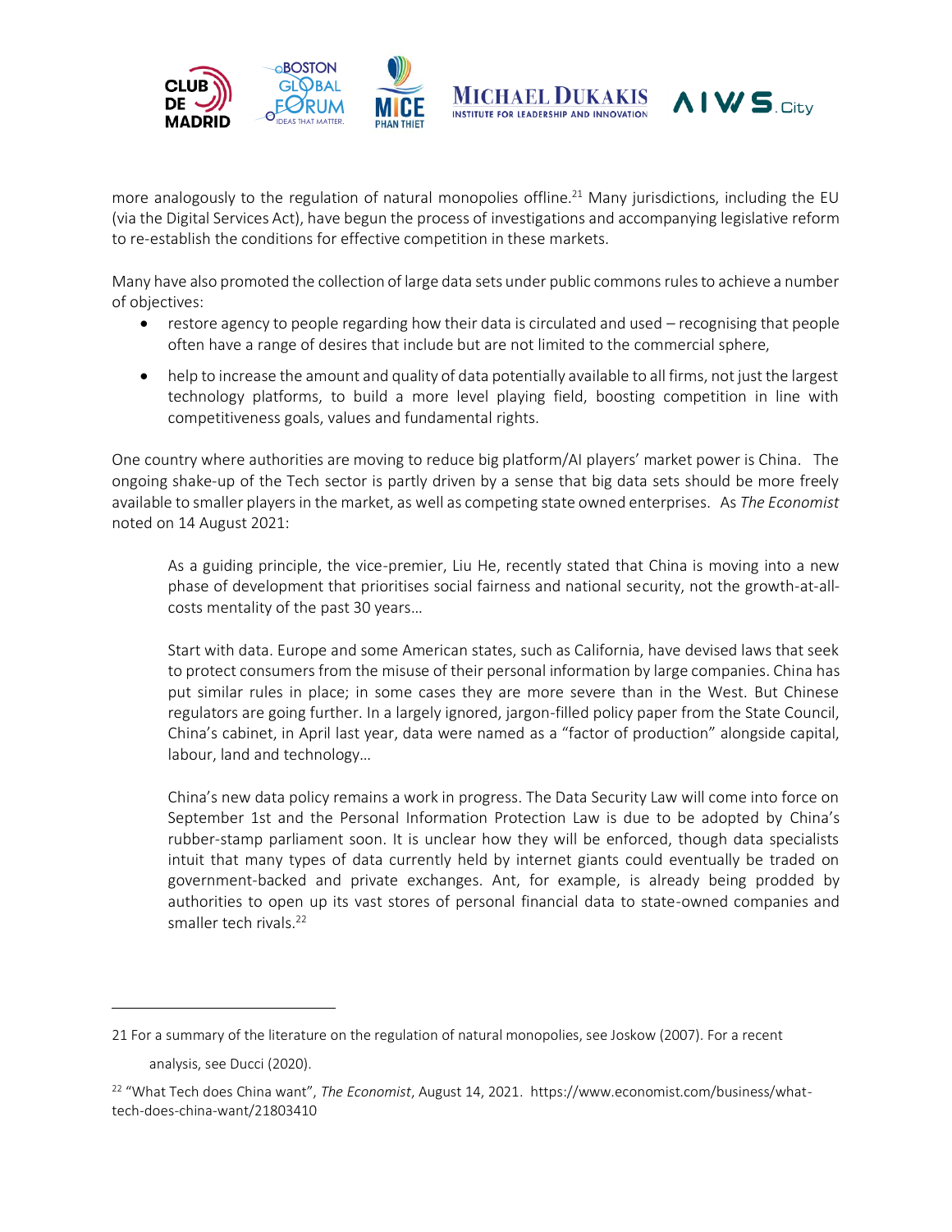more analogously to the regulation of natural monopolies offline.[21] Many jurisdictions, including the EU (via the Digital Services Act), have begun the process of investigations and accompanying legislative reform to re-establish the conditions for effective competition in these markets.

Many have also promoted the collection of large data sets under public commons rules to achieve a number of objectives:

- restore agency to people regarding how their data is circulated and used – recognising that people often have a range of desires that include but are not limited to the commercial sphere,
- help to increase the amount and quality of data potentially available to all firms, not just the largest technology platforms, to build a more level playing field, boosting competition in line with competitiveness goals, values and fundamental rights.

One country where authorities are moving to reduce big platform/AI players' market power is China. The ongoing shake-up of the Tech sector is partly driven by a sense that big data sets should be more freely available to smaller players in the market, as well as competing state owned enterprises. As *The Economist* noted on 14 August 2021:

> As a guiding principle, the vice-premier, Liu He, recently stated that China is moving into a new phase of development that prioritises social fairness and national security, not the growth-at-all-costs mentality of the past 30 years…
>
> Start with data. Europe and some American states, such as California, have devised laws that seek to protect consumers from the misuse of their personal information by large companies. China has put similar rules in place; in some cases they are more severe than in the West. But Chinese regulators are going further. In a largely ignored, jargon-filled policy paper from the State Council, China's cabinet, in April last year, data were named as a "factor of production" alongside capital, labour, land and technology…
>
> China's new data policy remains a work in progress. The Data Security Law will come into force on September 1st and the Personal Information Protection Law is due to be adopted by China's rubber-stamp parliament soon. It is unclear how they will be enforced, though data specialists intuit that many types of data currently held by internet giants could eventually be traded on government-backed and private exchanges. Ant, for example, is already being prodded by authorities to open up its vast stores of personal financial data to state-owned companies and smaller tech rivals.[22]

---

21 For a summary of the literature on the regulation of natural monopolies, see Joskow (2007). For a recent analysis, see Ducci (2020).

22 "What Tech does China want", *The Economist*, August 14, 2021. https://www.economist.com/business/what-tech-does-china-want/21803410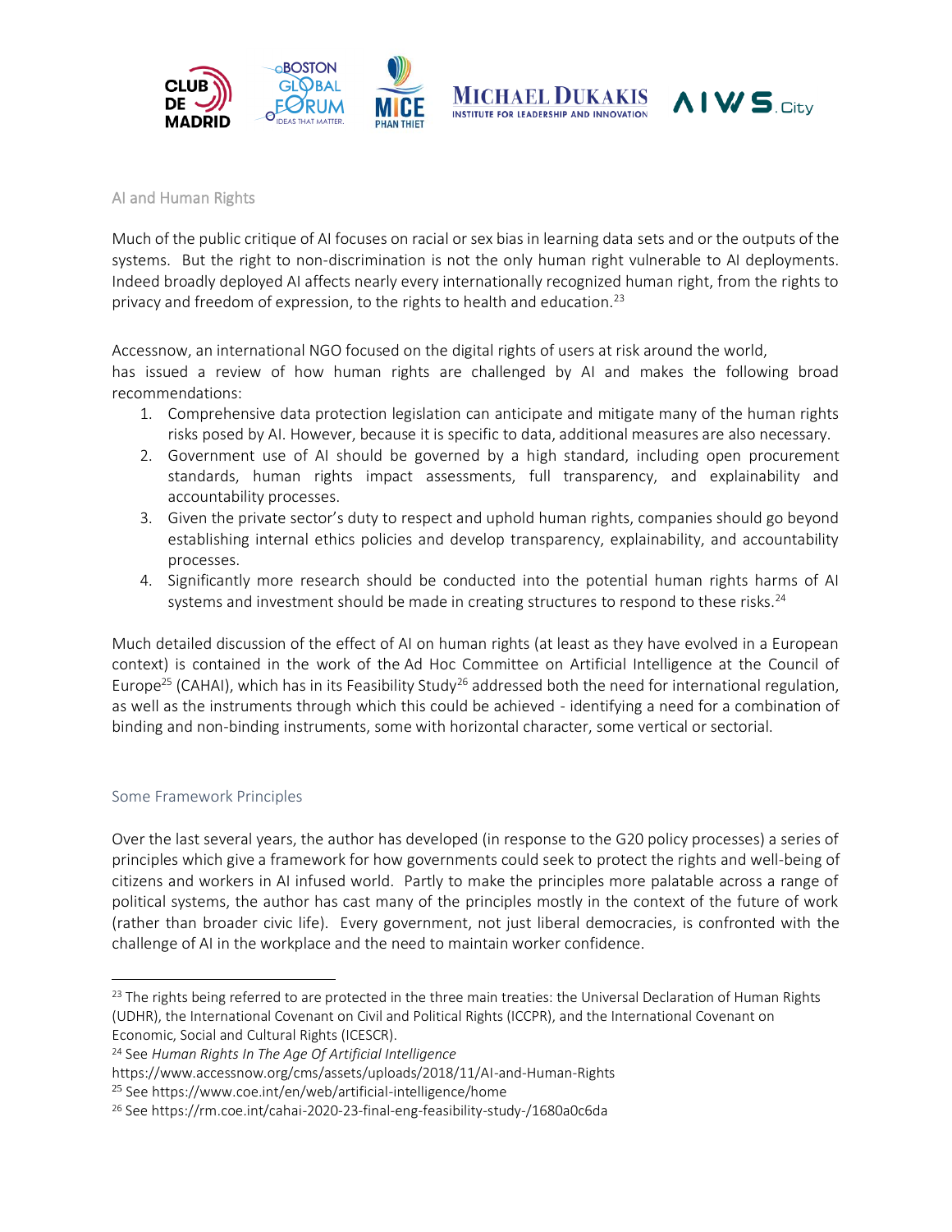## AI and Human Rights

Much of the public critique of AI focuses on racial or sex bias in learning data sets and or the outputs of the systems. But the right to non-discrimination is not the only human right vulnerable to AI deployments. Indeed broadly deployed AI affects nearly every internationally recognized human right, from the rights to privacy and freedom of expression, to the rights to health and education.[23]

Accessnow, an international NGO focused on the digital rights of users at risk around the world, has issued a review of how human rights are challenged by AI and makes the following broad recommendations:

1. Comprehensive data protection legislation can anticipate and mitigate many of the human rights risks posed by AI. However, because it is specific to data, additional measures are also necessary.
2. Government use of AI should be governed by a high standard, including open procurement standards, human rights impact assessments, full transparency, and explainability and accountability processes.
3. Given the private sector's duty to respect and uphold human rights, companies should go beyond establishing internal ethics policies and develop transparency, explainability, and accountability processes.
4. Significantly more research should be conducted into the potential human rights harms of AI systems and investment should be made in creating structures to respond to these risks.[24]

Much detailed discussion of the effect of AI on human rights (at least as they have evolved in a European context) is contained in the work of the Ad Hoc Committee on Artificial Intelligence at the Council of Europe[25] (CAHAI), which has in its Feasibility Study[26] addressed both the need for international regulation, as well as the instruments through which this could be achieved - identifying a need for a combination of binding and non-binding instruments, some with horizontal character, some vertical or sectorial.

## Some Framework Principles

Over the last several years, the author has developed (in response to the G20 policy processes) a series of principles which give a framework for how governments could seek to protect the rights and well-being of citizens and workers in AI infused world. Partly to make the principles more palatable across a range of political systems, the author has cast many of the principles mostly in the context of the future of work (rather than broader civic life). Every government, not just liberal democracies, is confronted with the challenge of AI in the workplace and the need to maintain worker confidence.

---

[23] The rights being referred to are protected in the three main treaties: the Universal Declaration of Human Rights (UDHR), the International Covenant on Civil and Political Rights (ICCPR), and the International Covenant on Economic, Social and Cultural Rights (ICESCR).

[24] See *Human Rights In The Age Of Artificial Intelligence* https://www.accessnow.org/cms/assets/uploads/2018/11/AI-and-Human-Rights

[25] See https://www.coe.int/en/web/artificial-intelligence/home

[26] See https://rm.coe.int/cahai-2020-23-final-eng-feasibility-study-/1680a0c6da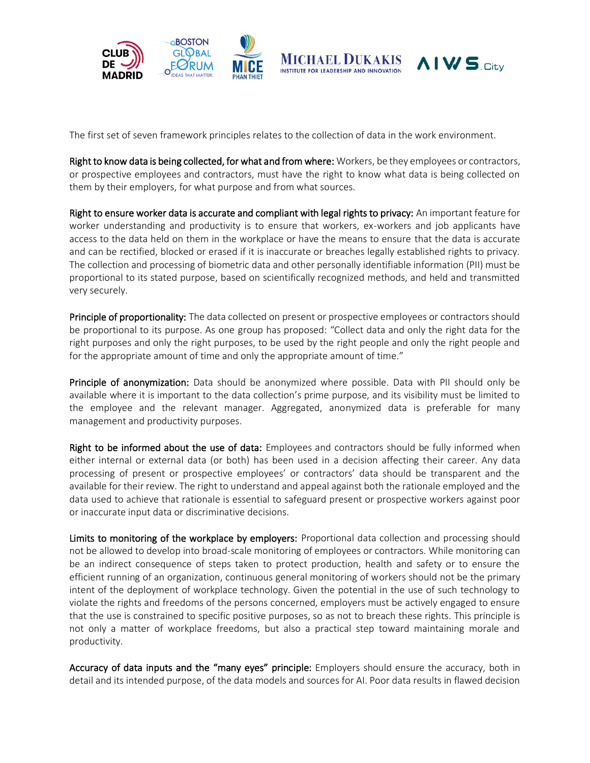The first set of seven framework principles relates to the collection of data in the work environment.

**Right to know data is being collected, for what and from where:** Workers, be they employees or contractors, or prospective employees and contractors, must have the right to know what data is being collected on them by their employers, for what purpose and from what sources.

**Right to ensure worker data is accurate and compliant with legal rights to privacy:** An important feature for worker understanding and productivity is to ensure that workers, ex-workers and job applicants have access to the data held on them in the workplace or have the means to ensure that the data is accurate and can be rectified, blocked or erased if it is inaccurate or breaches legally established rights to privacy. The collection and processing of biometric data and other personally identifiable information (PII) must be proportional to its stated purpose, based on scientifically recognized methods, and held and transmitted very securely.

**Principle of proportionality:** The data collected on present or prospective employees or contractors should be proportional to its purpose. As one group has proposed: "Collect data and only the right data for the right purposes and only the right purposes, to be used by the right people and only the right people and for the appropriate amount of time and only the appropriate amount of time."

**Principle of anonymization:** Data should be anonymized where possible. Data with PII should only be available where it is important to the data collection's prime purpose, and its visibility must be limited to the employee and the relevant manager. Aggregated, anonymized data is preferable for many management and productivity purposes.

**Right to be informed about the use of data:** Employees and contractors should be fully informed when either internal or external data (or both) has been used in a decision affecting their career. Any data processing of present or prospective employees' or contractors' data should be transparent and the available for their review. The right to understand and appeal against both the rationale employed and the data used to achieve that rationale is essential to safeguard present or prospective workers against poor or inaccurate input data or discriminative decisions.

**Limits to monitoring of the workplace by employers:** Proportional data collection and processing should not be allowed to develop into broad-scale monitoring of employees or contractors. While monitoring can be an indirect consequence of steps taken to protect production, health and safety or to ensure the efficient running of an organization, continuous general monitoring of workers should not be the primary intent of the deployment of workplace technology. Given the potential in the use of such technology to violate the rights and freedoms of the persons concerned, employers must be actively engaged to ensure that the use is constrained to specific positive purposes, so as not to breach these rights. This principle is not only a matter of workplace freedoms, but also a practical step toward maintaining morale and productivity.

**Accuracy of data inputs and the "many eyes" principle:** Employers should ensure the accuracy, both in detail and its intended purpose, of the data models and sources for AI. Poor data results in flawed decision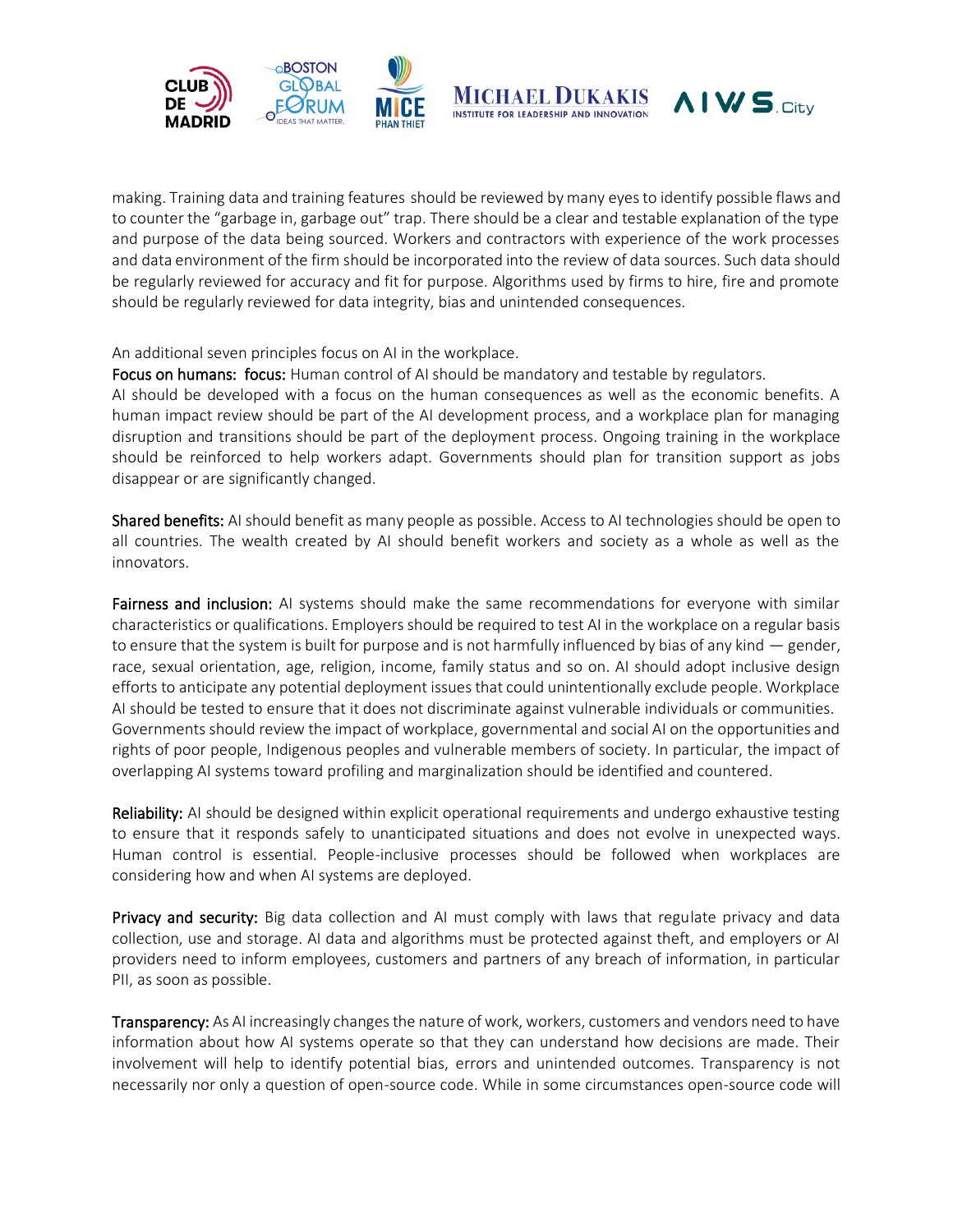making. Training data and training features should be reviewed by many eyes to identify possible flaws and to counter the "garbage in, garbage out" trap. There should be a clear and testable explanation of the type and purpose of the data being sourced. Workers and contractors with experience of the work processes and data environment of the firm should be incorporated into the review of data sources. Such data should be regularly reviewed for accuracy and fit for purpose. Algorithms used by firms to hire, fire and promote should be regularly reviewed for data integrity, bias and unintended consequences.

An additional seven principles focus on AI in the workplace.

**Focus on humans: focus:** Human control of AI should be mandatory and testable by regulators.
AI should be developed with a focus on the human consequences as well as the economic benefits. A human impact review should be part of the AI development process, and a workplace plan for managing disruption and transitions should be part of the deployment process. Ongoing training in the workplace should be reinforced to help workers adapt. Governments should plan for transition support as jobs disappear or are significantly changed.

**Shared benefits:** AI should benefit as many people as possible. Access to AI technologies should be open to all countries. The wealth created by AI should benefit workers and society as a whole as well as the innovators.

**Fairness and inclusion:** AI systems should make the same recommendations for everyone with similar characteristics or qualifications. Employers should be required to test AI in the workplace on a regular basis to ensure that the system is built for purpose and is not harmfully influenced by bias of any kind — gender, race, sexual orientation, age, religion, income, family status and so on. AI should adopt inclusive design efforts to anticipate any potential deployment issues that could unintentionally exclude people. Workplace AI should be tested to ensure that it does not discriminate against vulnerable individuals or communities. Governments should review the impact of workplace, governmental and social AI on the opportunities and rights of poor people, Indigenous peoples and vulnerable members of society. In particular, the impact of overlapping AI systems toward profiling and marginalization should be identified and countered.

**Reliability:** AI should be designed within explicit operational requirements and undergo exhaustive testing to ensure that it responds safely to unanticipated situations and does not evolve in unexpected ways. Human control is essential. People-inclusive processes should be followed when workplaces are considering how and when AI systems are deployed.

**Privacy and security:** Big data collection and AI must comply with laws that regulate privacy and data collection, use and storage. AI data and algorithms must be protected against theft, and employers or AI providers need to inform employees, customers and partners of any breach of information, in particular PII, as soon as possible.

**Transparency:** As AI increasingly changes the nature of work, workers, customers and vendors need to have information about how AI systems operate so that they can understand how decisions are made. Their involvement will help to identify potential bias, errors and unintended outcomes. Transparency is not necessarily nor only a question of open-source code. While in some circumstances open-source code will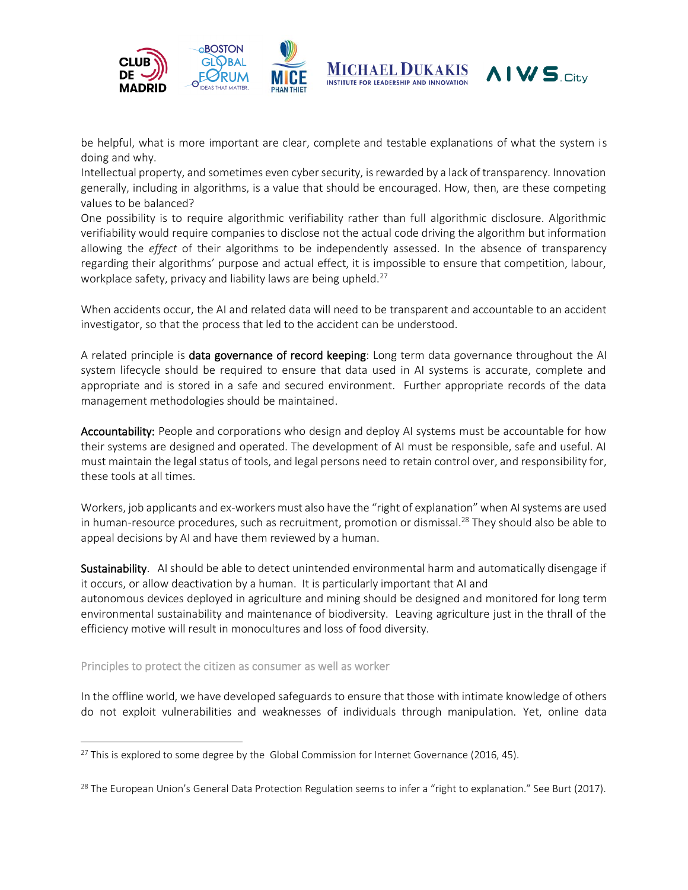be helpful, what is more important are clear, complete and testable explanations of what the system is doing and why.

Intellectual property, and sometimes even cyber security, is rewarded by a lack of transparency. Innovation generally, including in algorithms, is a value that should be encouraged. How, then, are these competing values to be balanced?

One possibility is to require algorithmic verifiability rather than full algorithmic disclosure. Algorithmic verifiability would require companies to disclose not the actual code driving the algorithm but information allowing the *effect* of their algorithms to be independently assessed. In the absence of transparency regarding their algorithms' purpose and actual effect, it is impossible to ensure that competition, labour, workplace safety, privacy and liability laws are being upheld.[27]

When accidents occur, the AI and related data will need to be transparent and accountable to an accident investigator, so that the process that led to the accident can be understood.

A related principle is **data governance of record keeping**: Long term data governance throughout the AI system lifecycle should be required to ensure that data used in AI systems is accurate, complete and appropriate and is stored in a safe and secured environment. Further appropriate records of the data management methodologies should be maintained.

**Accountability:** People and corporations who design and deploy AI systems must be accountable for how their systems are designed and operated. The development of AI must be responsible, safe and useful. AI must maintain the legal status of tools, and legal persons need to retain control over, and responsibility for, these tools at all times.

Workers, job applicants and ex-workers must also have the "right of explanation" when AI systems are used in human-resource procedures, such as recruitment, promotion or dismissal.[28] They should also be able to appeal decisions by AI and have them reviewed by a human.

**Sustainability**. AI should be able to detect unintended environmental harm and automatically disengage if it occurs, or allow deactivation by a human. It is particularly important that AI and autonomous devices deployed in agriculture and mining should be designed and monitored for long term environmental sustainability and maintenance of biodiversity. Leaving agriculture just in the thrall of the efficiency motive will result in monocultures and loss of food diversity.

### Principles to protect the citizen as consumer as well as worker

In the offline world, we have developed safeguards to ensure that those with intimate knowledge of others do not exploit vulnerabilities and weaknesses of individuals through manipulation. Yet, online data

---

[27] This is explored to some degree by the Global Commission for Internet Governance (2016, 45).

[28] The European Union's General Data Protection Regulation seems to infer a "right to explanation." See Burt (2017).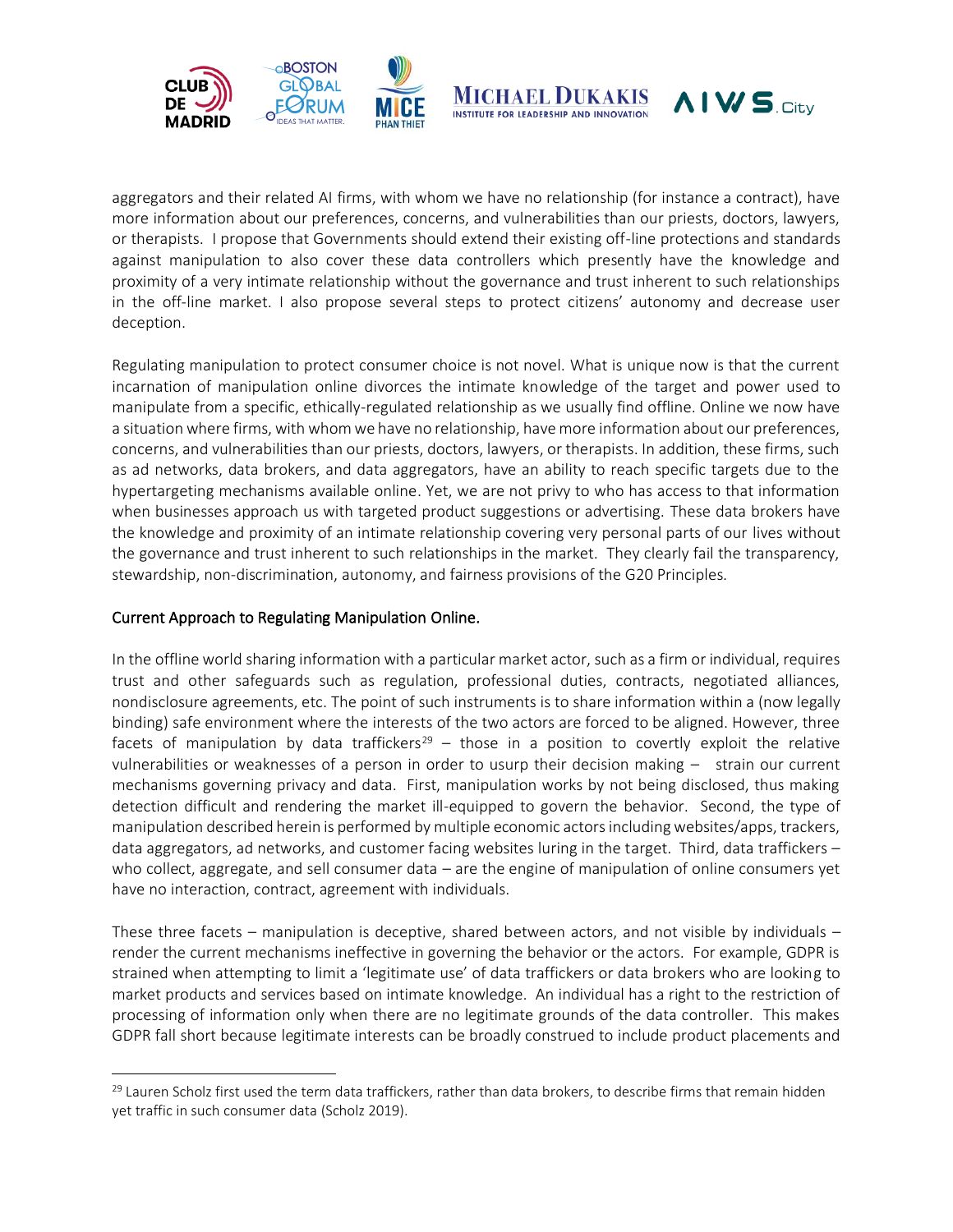aggregators and their related AI firms, with whom we have no relationship (for instance a contract), have more information about our preferences, concerns, and vulnerabilities than our priests, doctors, lawyers, or therapists. I propose that Governments should extend their existing off-line protections and standards against manipulation to also cover these data controllers which presently have the knowledge and proximity of a very intimate relationship without the governance and trust inherent to such relationships in the off-line market. I also propose several steps to protect citizens' autonomy and decrease user deception.

Regulating manipulation to protect consumer choice is not novel. What is unique now is that the current incarnation of manipulation online divorces the intimate knowledge of the target and power used to manipulate from a specific, ethically-regulated relationship as we usually find offline. Online we now have a situation where firms, with whom we have no relationship, have more information about our preferences, concerns, and vulnerabilities than our priests, doctors, lawyers, or therapists. In addition, these firms, such as ad networks, data brokers, and data aggregators, have an ability to reach specific targets due to the hypertargeting mechanisms available online. Yet, we are not privy to who has access to that information when businesses approach us with targeted product suggestions or advertising. These data brokers have the knowledge and proximity of an intimate relationship covering very personal parts of our lives without the governance and trust inherent to such relationships in the market. They clearly fail the transparency, stewardship, non-discrimination, autonomy, and fairness provisions of the G20 Principles.

## Current Approach to Regulating Manipulation Online.

In the offline world sharing information with a particular market actor, such as a firm or individual, requires trust and other safeguards such as regulation, professional duties, contracts, negotiated alliances, nondisclosure agreements, etc. The point of such instruments is to share information within a (now legally binding) safe environment where the interests of the two actors are forced to be aligned. However, three facets of manipulation by data traffickers[29] – those in a position to covertly exploit the relative vulnerabilities or weaknesses of a person in order to usurp their decision making – strain our current mechanisms governing privacy and data. First, manipulation works by not being disclosed, thus making detection difficult and rendering the market ill-equipped to govern the behavior. Second, the type of manipulation described herein is performed by multiple economic actors including websites/apps, trackers, data aggregators, ad networks, and customer facing websites luring in the target. Third, data traffickers – who collect, aggregate, and sell consumer data – are the engine of manipulation of online consumers yet have no interaction, contract, agreement with individuals.

These three facets – manipulation is deceptive, shared between actors, and not visible by individuals – render the current mechanisms ineffective in governing the behavior or the actors. For example, GDPR is strained when attempting to limit a 'legitimate use' of data traffickers or data brokers who are looking to market products and services based on intimate knowledge. An individual has a right to the restriction of processing of information only when there are no legitimate grounds of the data controller. This makes GDPR fall short because legitimate interests can be broadly construed to include product placements and

[29] Lauren Scholz first used the term data traffickers, rather than data brokers, to describe firms that remain hidden yet traffic in such consumer data (Scholz 2019).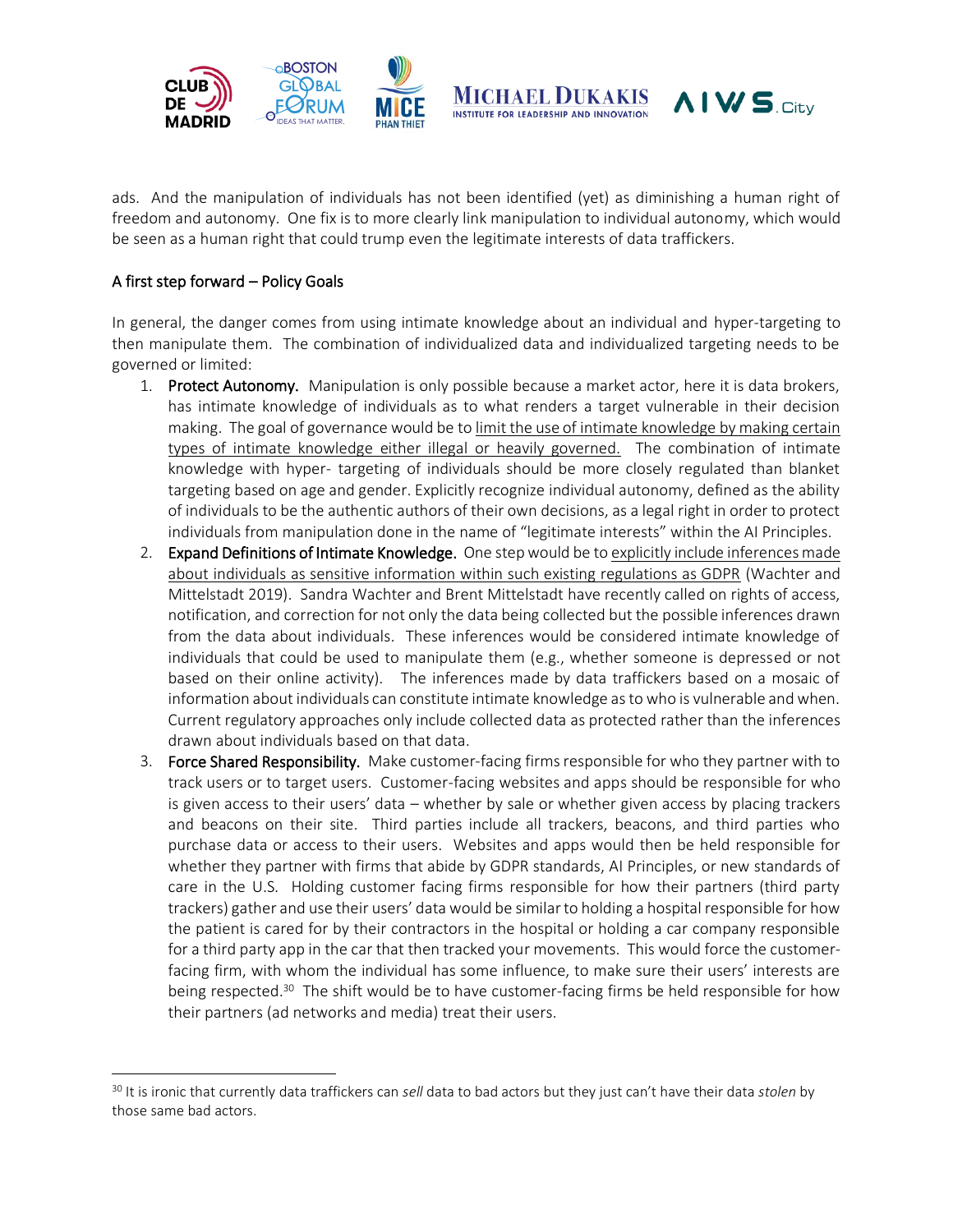ads. And the manipulation of individuals has not been identified (yet) as diminishing a human right of freedom and autonomy. One fix is to more clearly link manipulation to individual autonomy, which would be seen as a human right that could trump even the legitimate interests of data traffickers.

## A first step forward – Policy Goals

In general, the danger comes from using intimate knowledge about an individual and hyper-targeting to then manipulate them. The combination of individualized data and individualized targeting needs to be governed or limited:

1. **Protect Autonomy.** Manipulation is only possible because a market actor, here it is data brokers, has intimate knowledge of individuals as to what renders a target vulnerable in their decision making. The goal of governance would be to limit the use of intimate knowledge by making certain types of intimate knowledge either illegal or heavily governed. The combination of intimate knowledge with hyper- targeting of individuals should be more closely regulated than blanket targeting based on age and gender. Explicitly recognize individual autonomy, defined as the ability of individuals to be the authentic authors of their own decisions, as a legal right in order to protect individuals from manipulation done in the name of "legitimate interests" within the AI Principles.
2. **Expand Definitions of Intimate Knowledge.** One step would be to explicitly include inferences made about individuals as sensitive information within such existing regulations as GDPR (Wachter and Mittelstadt 2019). Sandra Wachter and Brent Mittelstadt have recently called on rights of access, notification, and correction for not only the data being collected but the possible inferences drawn from the data about individuals. These inferences would be considered intimate knowledge of individuals that could be used to manipulate them (e.g., whether someone is depressed or not based on their online activity). The inferences made by data traffickers based on a mosaic of information about individuals can constitute intimate knowledge as to who is vulnerable and when. Current regulatory approaches only include collected data as protected rather than the inferences drawn about individuals based on that data.
3. **Force Shared Responsibility.** Make customer-facing firms responsible for who they partner with to track users or to target users. Customer-facing websites and apps should be responsible for who is given access to their users' data – whether by sale or whether given access by placing trackers and beacons on their site. Third parties include all trackers, beacons, and third parties who purchase data or access to their users. Websites and apps would then be held responsible for whether they partner with firms that abide by GDPR standards, AI Principles, or new standards of care in the U.S. Holding customer facing firms responsible for how their partners (third party trackers) gather and use their users' data would be similar to holding a hospital responsible for how the patient is cared for by their contractors in the hospital or holding a car company responsible for a third party app in the car that then tracked your movements. This would force the customer-facing firm, with whom the individual has some influence, to make sure their users' interests are being respected.[30] The shift would be to have customer-facing firms be held responsible for how their partners (ad networks and media) treat their users.

[30] It is ironic that currently data traffickers can *sell* data to bad actors but they just can't have their data *stolen* by those same bad actors.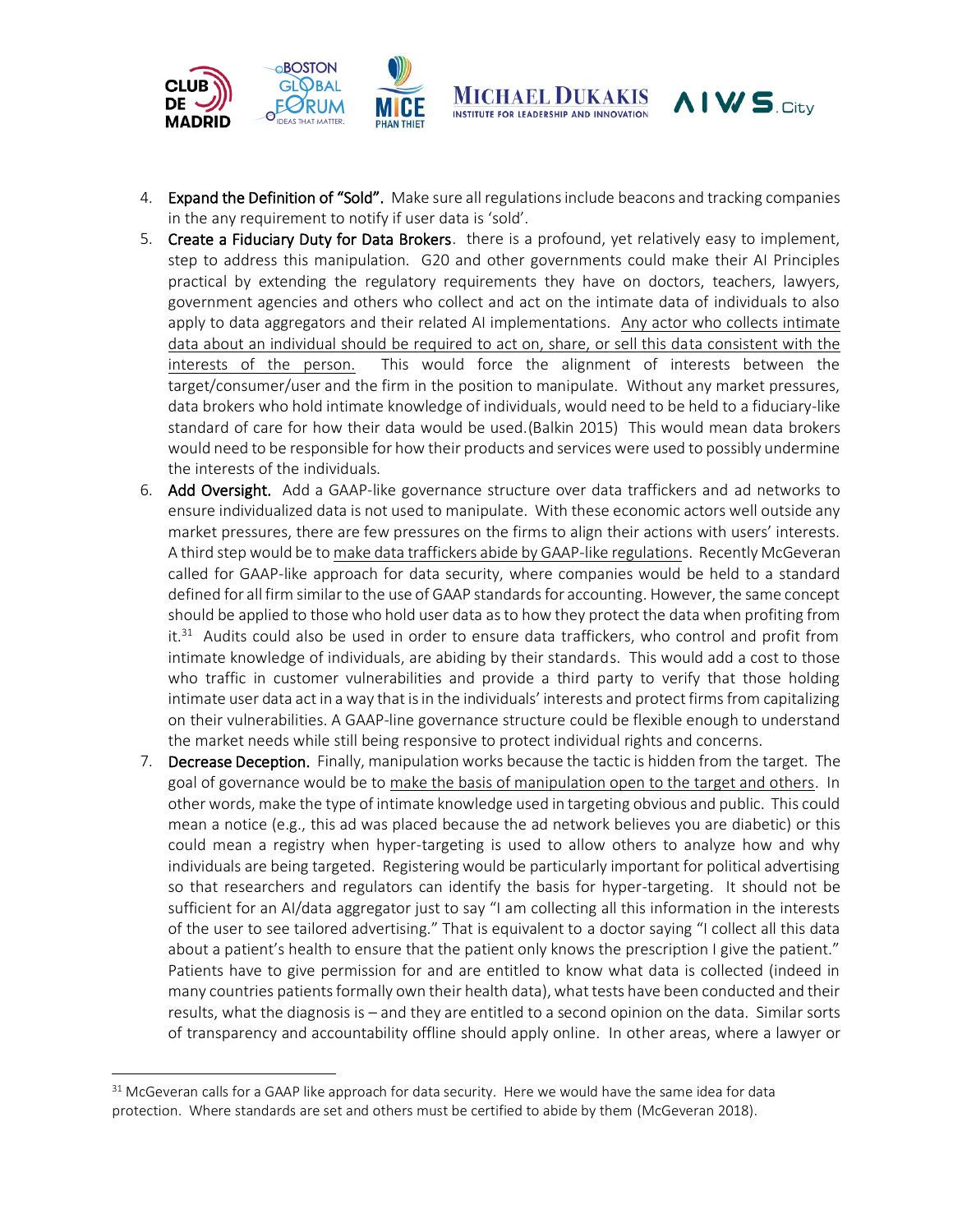4. **Expand the Definition of "Sold".** Make sure all regulations include beacons and tracking companies in the any requirement to notify if user data is 'sold'.
5. **Create a Fiduciary Duty for Data Brokers**. there is a profound, yet relatively easy to implement, step to address this manipulation. G20 and other governments could make their AI Principles practical by extending the regulatory requirements they have on doctors, teachers, lawyers, government agencies and others who collect and act on the intimate data of individuals to also apply to data aggregators and their related AI implementations. Any actor who collects intimate data about an individual should be required to act on, share, or sell this data consistent with the interests of the person. This would force the alignment of interests between the target/consumer/user and the firm in the position to manipulate. Without any market pressures, data brokers who hold intimate knowledge of individuals, would need to be held to a fiduciary-like standard of care for how their data would be used.(Balkin 2015) This would mean data brokers would need to be responsible for how their products and services were used to possibly undermine the interests of the individuals.
6. **Add Oversight.** Add a GAAP-like governance structure over data traffickers and ad networks to ensure individualized data is not used to manipulate. With these economic actors well outside any market pressures, there are few pressures on the firms to align their actions with users' interests. A third step would be to make data traffickers abide by GAAP-like regulations. Recently McGeveran called for GAAP-like approach for data security, where companies would be held to a standard defined for all firm similar to the use of GAAP standards for accounting. However, the same concept should be applied to those who hold user data as to how they protect the data when profiting from it.[31] Audits could also be used in order to ensure data traffickers, who control and profit from intimate knowledge of individuals, are abiding by their standards. This would add a cost to those who traffic in customer vulnerabilities and provide a third party to verify that those holding intimate user data act in a way that is in the individuals' interests and protect firms from capitalizing on their vulnerabilities. A GAAP-line governance structure could be flexible enough to understand the market needs while still being responsive to protect individual rights and concerns.
7. **Decrease Deception.** Finally, manipulation works because the tactic is hidden from the target. The goal of governance would be to make the basis of manipulation open to the target and others. In other words, make the type of intimate knowledge used in targeting obvious and public. This could mean a notice (e.g., this ad was placed because the ad network believes you are diabetic) or this could mean a registry when hyper-targeting is used to allow others to analyze how and why individuals are being targeted. Registering would be particularly important for political advertising so that researchers and regulators can identify the basis for hyper-targeting. It should not be sufficient for an AI/data aggregator just to say "I am collecting all this information in the interests of the user to see tailored advertising." That is equivalent to a doctor saying "I collect all this data about a patient's health to ensure that the patient only knows the prescription I give the patient." Patients have to give permission for and are entitled to know what data is collected (indeed in many countries patients formally own their health data), what tests have been conducted and their results, what the diagnosis is – and they are entitled to a second opinion on the data. Similar sorts of transparency and accountability offline should apply online. In other areas, where a lawyer or

[31] McGeveran calls for a GAAP like approach for data security. Here we would have the same idea for data protection. Where standards are set and others must be certified to abide by them (McGeveran 2018).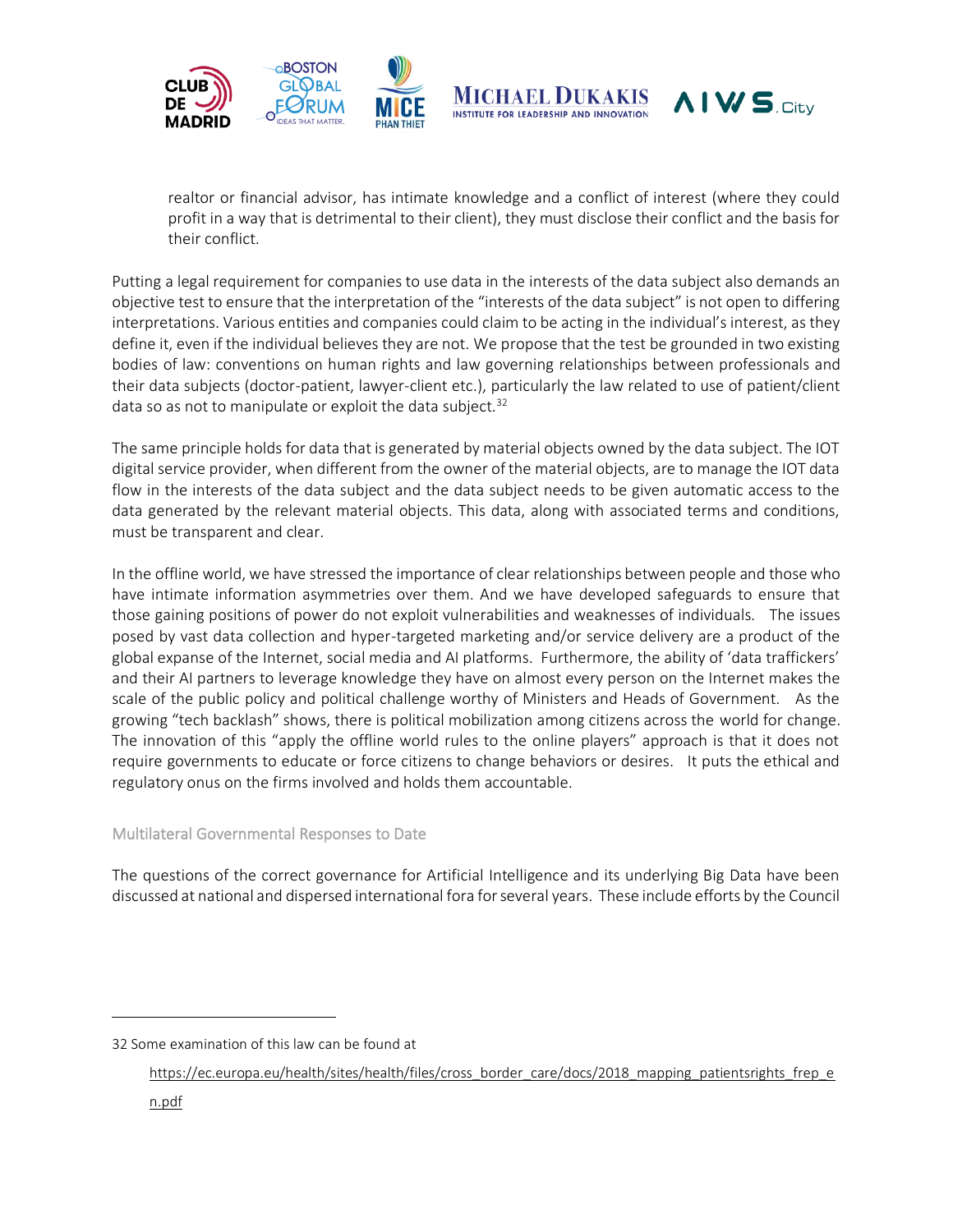realtor or financial advisor, has intimate knowledge and a conflict of interest (where they could profit in a way that is detrimental to their client), they must disclose their conflict and the basis for their conflict.

Putting a legal requirement for companies to use data in the interests of the data subject also demands an objective test to ensure that the interpretation of the "interests of the data subject" is not open to differing interpretations. Various entities and companies could claim to be acting in the individual's interest, as they define it, even if the individual believes they are not. We propose that the test be grounded in two existing bodies of law: conventions on human rights and law governing relationships between professionals and their data subjects (doctor-patient, lawyer-client etc.), particularly the law related to use of patient/client data so as not to manipulate or exploit the data subject.[32]

The same principle holds for data that is generated by material objects owned by the data subject. The IOT digital service provider, when different from the owner of the material objects, are to manage the IOT data flow in the interests of the data subject and the data subject needs to be given automatic access to the data generated by the relevant material objects. This data, along with associated terms and conditions, must be transparent and clear.

In the offline world, we have stressed the importance of clear relationships between people and those who have intimate information asymmetries over them. And we have developed safeguards to ensure that those gaining positions of power do not exploit vulnerabilities and weaknesses of individuals. The issues posed by vast data collection and hyper-targeted marketing and/or service delivery are a product of the global expanse of the Internet, social media and AI platforms. Furthermore, the ability of 'data traffickers' and their AI partners to leverage knowledge they have on almost every person on the Internet makes the scale of the public policy and political challenge worthy of Ministers and Heads of Government. As the growing "tech backlash" shows, there is political mobilization among citizens across the world for change. The innovation of this "apply the offline world rules to the online players" approach is that it does not require governments to educate or force citizens to change behaviors or desires. It puts the ethical and regulatory onus on the firms involved and holds them accountable.

### Multilateral Governmental Responses to Date

The questions of the correct governance for Artificial Intelligence and its underlying Big Data have been discussed at national and dispersed international fora for several years. These include efforts by the Council

---

32 Some examination of this law can be found at https://ec.europa.eu/health/sites/health/files/cross_border_care/docs/2018_mapping_patientsrights_frep_en.pdf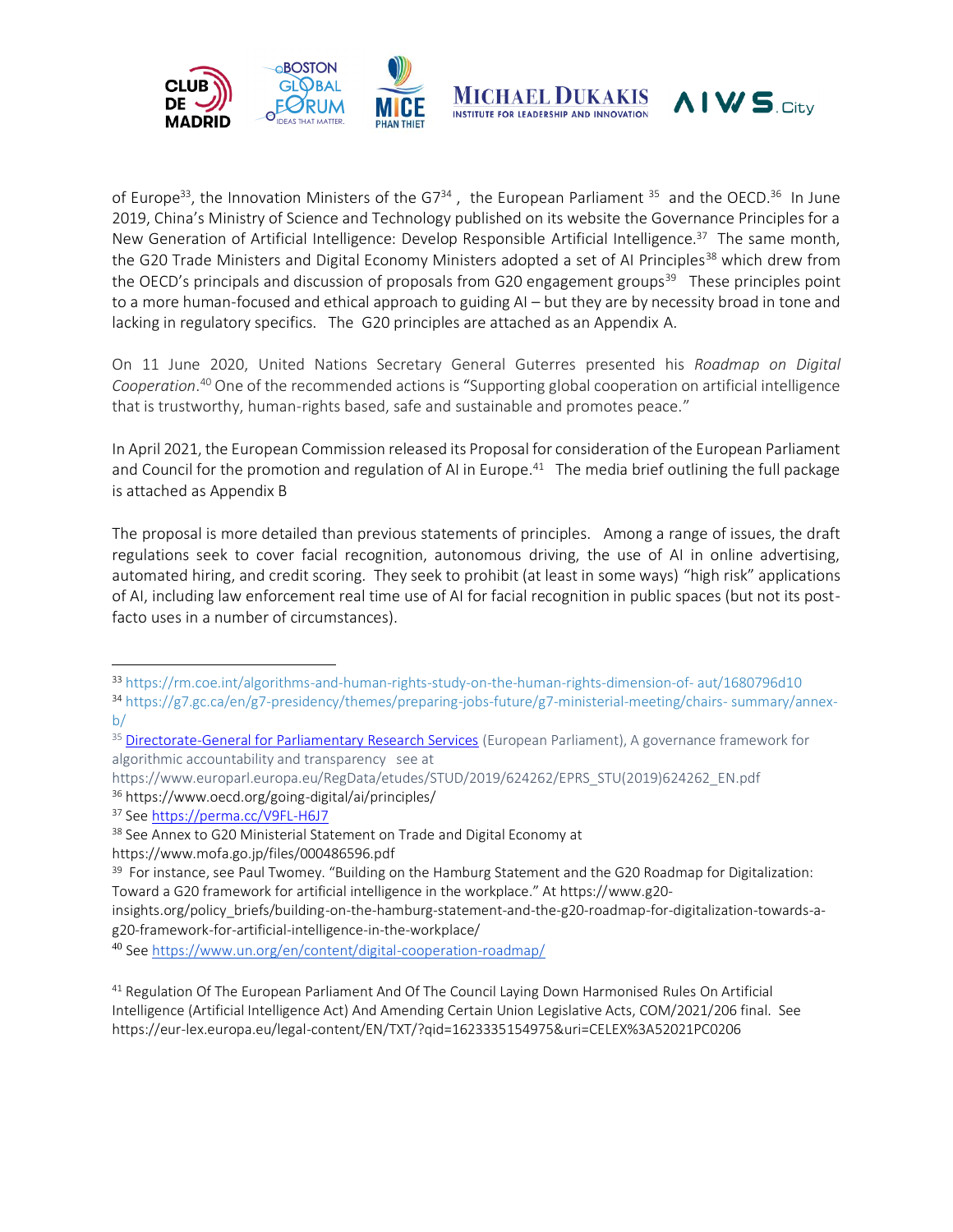of Europe[33], the Innovation Ministers of the G7[34] , the European Parliament [35] and the OECD.[36] In June 2019, China's Ministry of Science and Technology published on its website the Governance Principles for a New Generation of Artificial Intelligence: Develop Responsible Artificial Intelligence.[37] The same month, the G20 Trade Ministers and Digital Economy Ministers adopted a set of AI Principles[38] which drew from the OECD's principals and discussion of proposals from G20 engagement groups[39] These principles point to a more human-focused and ethical approach to guiding AI – but they are by necessity broad in tone and lacking in regulatory specifics. The G20 principles are attached as an Appendix A.

On 11 June 2020, United Nations Secretary General Guterres presented his *Roadmap on Digital Cooperation*.[40] One of the recommended actions is "Supporting global cooperation on artificial intelligence that is trustworthy, human-rights based, safe and sustainable and promotes peace."

In April 2021, the European Commission released its Proposal for consideration of the European Parliament and Council for the promotion and regulation of AI in Europe.[41] The media brief outlining the full package is attached as Appendix B

The proposal is more detailed than previous statements of principles. Among a range of issues, the draft regulations seek to cover facial recognition, autonomous driving, the use of AI in online advertising, automated hiring, and credit scoring. They seek to prohibit (at least in some ways) "high risk" applications of AI, including law enforcement real time use of AI for facial recognition in public spaces (but not its post-facto uses in a number of circumstances).

---

[33] https://rm.coe.int/algorithms-and-human-rights-study-on-the-human-rights-dimension-of- aut/1680796d10

[34] https://g7.gc.ca/en/g7-presidency/themes/preparing-jobs-future/g7-ministerial-meeting/chairs- summary/annex-b/

[35] Directorate-General for Parliamentary Research Services (European Parliament), A governance framework for algorithmic accountability and transparency see at https://www.europarl.europa.eu/RegData/etudes/STUD/2019/624262/EPRS_STU(2019)624262_EN.pdf

[36] https://www.oecd.org/going-digital/ai/principles/

[37] See https://perma.cc/V9FL-H6J7

[38] See Annex to G20 Ministerial Statement on Trade and Digital Economy at https://www.mofa.go.jp/files/000486596.pdf

[39] For instance, see Paul Twomey. "Building on the Hamburg Statement and the G20 Roadmap for Digitalization: Toward a G20 framework for artificial intelligence in the workplace." At https://www.g20-insights.org/policy_briefs/building-on-the-hamburg-statement-and-the-g20-roadmap-for-digitalization-towards-a-g20-framework-for-artificial-intelligence-in-the-workplace/

[40] See https://www.un.org/en/content/digital-cooperation-roadmap/

[41] Regulation Of The European Parliament And Of The Council Laying Down Harmonised Rules On Artificial Intelligence (Artificial Intelligence Act) And Amending Certain Union Legislative Acts, COM/2021/206 final. See https://eur-lex.europa.eu/legal-content/EN/TXT/?qid=1623335154975&uri=CELEX%3A52021PC0206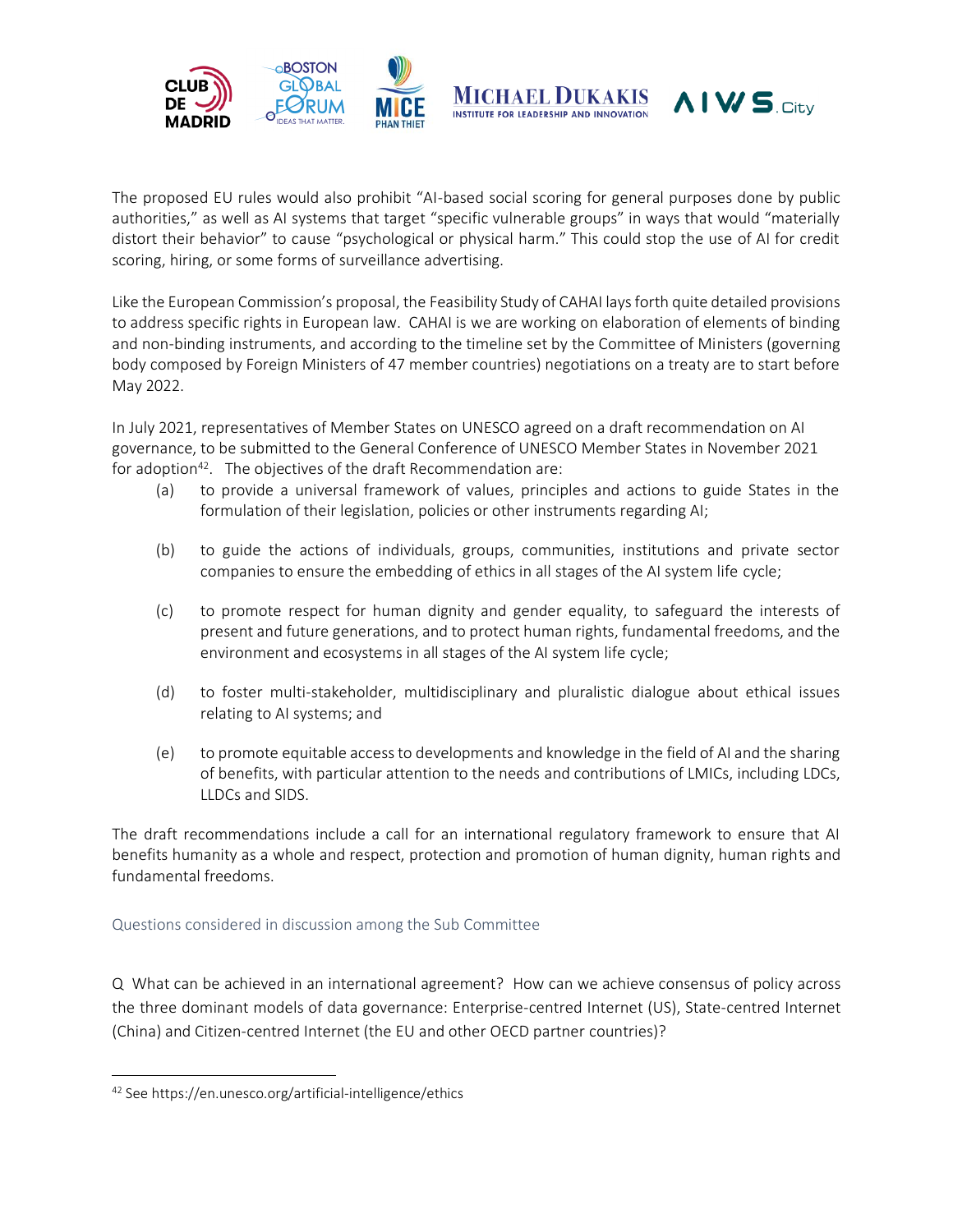The proposed EU rules would also prohibit "AI-based social scoring for general purposes done by public authorities," as well as AI systems that target "specific vulnerable groups" in ways that would "materially distort their behavior" to cause "psychological or physical harm." This could stop the use of AI for credit scoring, hiring, or some forms of surveillance advertising.

Like the European Commission's proposal, the Feasibility Study of CAHAI lays forth quite detailed provisions to address specific rights in European law. CAHAI is we are working on elaboration of elements of binding and non-binding instruments, and according to the timeline set by the Committee of Ministers (governing body composed by Foreign Ministers of 47 member countries) negotiations on a treaty are to start before May 2022.

In July 2021, representatives of Member States on UNESCO agreed on a draft recommendation on AI governance, to be submitted to the General Conference of UNESCO Member States in November 2021 for adoption[42]. The objectives of the draft Recommendation are:

(a) to provide a universal framework of values, principles and actions to guide States in the formulation of their legislation, policies or other instruments regarding AI;

(b) to guide the actions of individuals, groups, communities, institutions and private sector companies to ensure the embedding of ethics in all stages of the AI system life cycle;

(c) to promote respect for human dignity and gender equality, to safeguard the interests of present and future generations, and to protect human rights, fundamental freedoms, and the environment and ecosystems in all stages of the AI system life cycle;

(d) to foster multi-stakeholder, multidisciplinary and pluralistic dialogue about ethical issues relating to AI systems; and

(e) to promote equitable access to developments and knowledge in the field of AI and the sharing of benefits, with particular attention to the needs and contributions of LMICs, including LDCs, LLDCs and SIDS.

The draft recommendations include a call for an international regulatory framework to ensure that AI benefits humanity as a whole and respect, protection and promotion of human dignity, human rights and fundamental freedoms.

### Questions considered in discussion among the Sub Committee

Q What can be achieved in an international agreement? How can we achieve consensus of policy across the three dominant models of data governance: Enterprise-centred Internet (US), State-centred Internet (China) and Citizen-centred Internet (the EU and other OECD partner countries)?

---

[42] See https://en.unesco.org/artificial-intelligence/ethics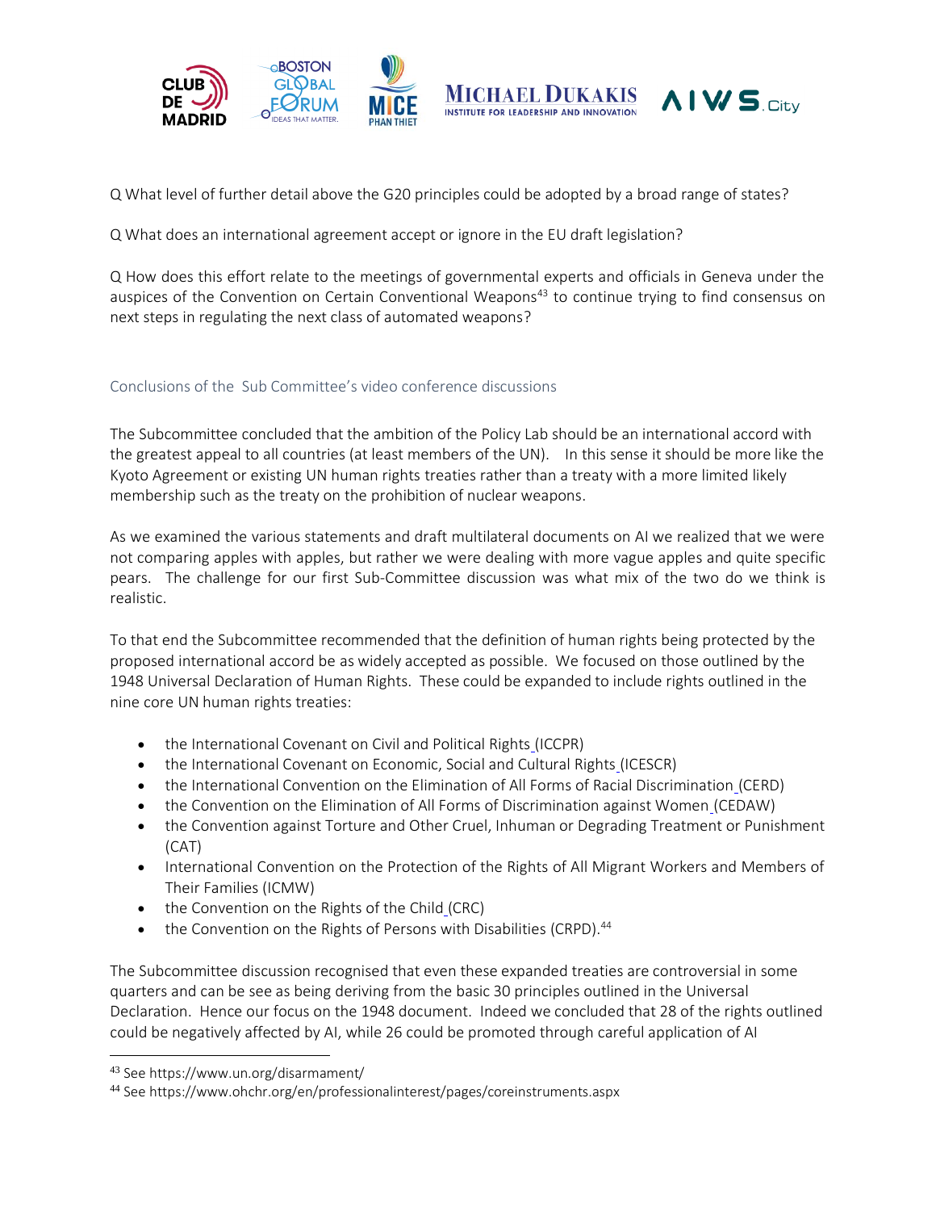Q What level of further detail above the G20 principles could be adopted by a broad range of states?

Q What does an international agreement accept or ignore in the EU draft legislation?

Q How does this effort relate to the meetings of governmental experts and officials in Geneva under the auspices of the Convention on Certain Conventional Weapons[43] to continue trying to find consensus on next steps in regulating the next class of automated weapons?

## Conclusions of the Sub Committee's video conference discussions

The Subcommittee concluded that the ambition of the Policy Lab should be an international accord with the greatest appeal to all countries (at least members of the UN). In this sense it should be more like the Kyoto Agreement or existing UN human rights treaties rather than a treaty with a more limited likely membership such as the treaty on the prohibition of nuclear weapons.

As we examined the various statements and draft multilateral documents on AI we realized that we were not comparing apples with apples, but rather we were dealing with more vague apples and quite specific pears. The challenge for our first Sub-Committee discussion was what mix of the two do we think is realistic.

To that end the Subcommittee recommended that the definition of human rights being protected by the proposed international accord be as widely accepted as possible. We focused on those outlined by the 1948 Universal Declaration of Human Rights. These could be expanded to include rights outlined in the nine core UN human rights treaties:

- the International Covenant on Civil and Political Rights (ICCPR)
- the International Covenant on Economic, Social and Cultural Rights (ICESCR)
- the International Convention on the Elimination of All Forms of Racial Discrimination (CERD)
- the Convention on the Elimination of All Forms of Discrimination against Women (CEDAW)
- the Convention against Torture and Other Cruel, Inhuman or Degrading Treatment or Punishment (CAT)
- International Convention on the Protection of the Rights of All Migrant Workers and Members of Their Families (ICMW)
- the Convention on the Rights of the Child (CRC)
- the Convention on the Rights of Persons with Disabilities (CRPD).[44]

The Subcommittee discussion recognised that even these expanded treaties are controversial in some quarters and can be see as being deriving from the basic 30 principles outlined in the Universal Declaration. Hence our focus on the 1948 document. Indeed we concluded that 28 of the rights outlined could be negatively affected by AI, while 26 could be promoted through careful application of AI

---

[43] See https://www.un.org/disarmament/

[44] See https://www.ohchr.org/en/professionalinterest/pages/coreinstruments.aspx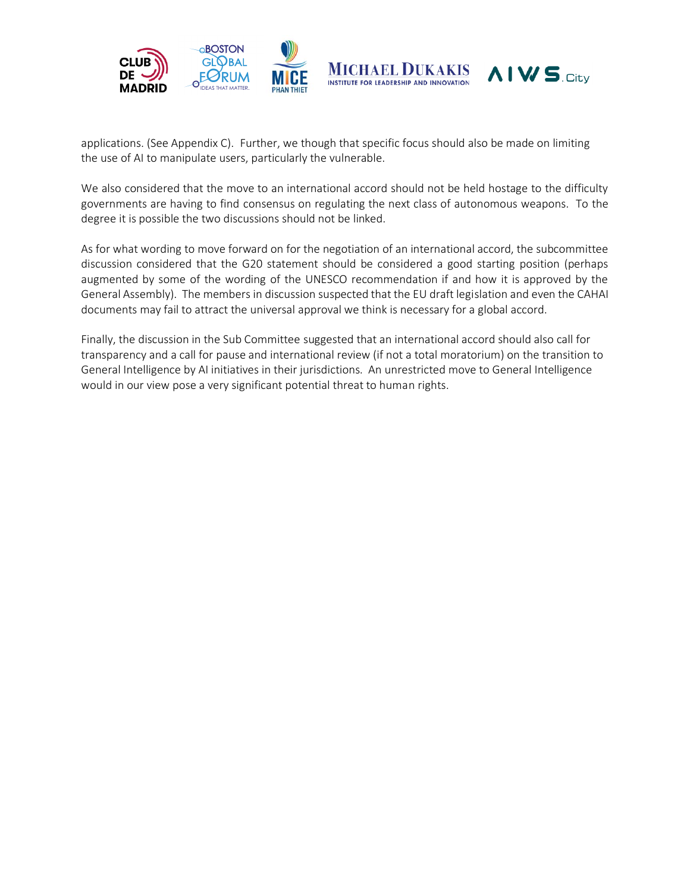applications. (See Appendix C). Further, we though that specific focus should also be made on limiting the use of AI to manipulate users, particularly the vulnerable.

We also considered that the move to an international accord should not be held hostage to the difficulty governments are having to find consensus on regulating the next class of autonomous weapons. To the degree it is possible the two discussions should not be linked.

As for what wording to move forward on for the negotiation of an international accord, the subcommittee discussion considered that the G20 statement should be considered a good starting position (perhaps augmented by some of the wording of the UNESCO recommendation if and how it is approved by the General Assembly). The members in discussion suspected that the EU draft legislation and even the CAHAI documents may fail to attract the universal approval we think is necessary for a global accord.

Finally, the discussion in the Sub Committee suggested that an international accord should also call for transparency and a call for pause and international review (if not a total moratorium) on the transition to General Intelligence by AI initiatives in their jurisdictions. An unrestricted move to General Intelligence would in our view pose a very significant potential threat to human rights.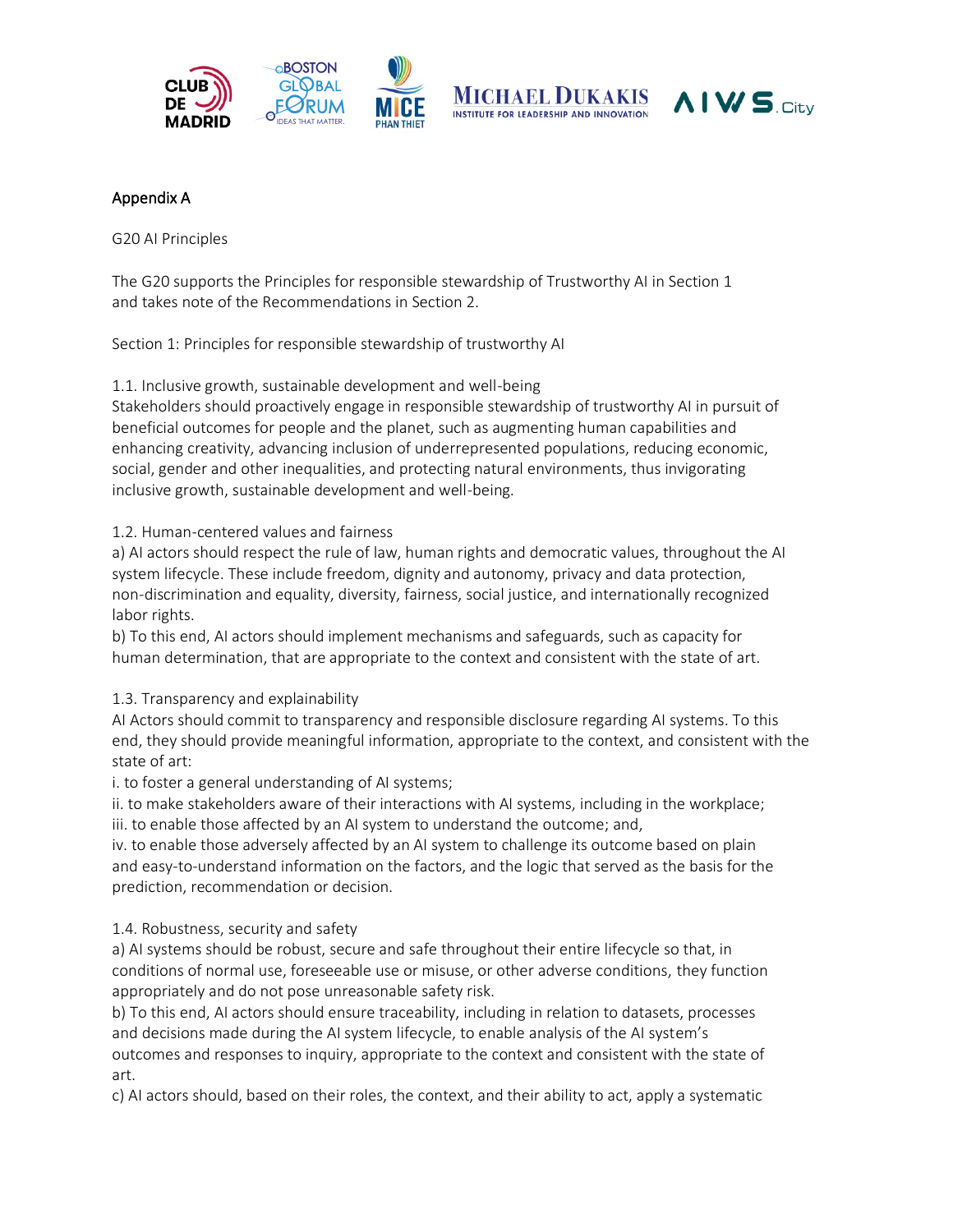## Appendix A

G20 AI Principles

The G20 supports the Principles for responsible stewardship of Trustworthy AI in Section 1 and takes note of the Recommendations in Section 2.

### Section 1: Principles for responsible stewardship of trustworthy AI

1.1. Inclusive growth, sustainable development and well-being
Stakeholders should proactively engage in responsible stewardship of trustworthy AI in pursuit of beneficial outcomes for people and the planet, such as augmenting human capabilities and enhancing creativity, advancing inclusion of underrepresented populations, reducing economic, social, gender and other inequalities, and protecting natural environments, thus invigorating inclusive growth, sustainable development and well-being.

1.2. Human-centered values and fairness
a) AI actors should respect the rule of law, human rights and democratic values, throughout the AI system lifecycle. These include freedom, dignity and autonomy, privacy and data protection, non-discrimination and equality, diversity, fairness, social justice, and internationally recognized labor rights.
b) To this end, AI actors should implement mechanisms and safeguards, such as capacity for human determination, that are appropriate to the context and consistent with the state of art.

1.3. Transparency and explainability
AI Actors should commit to transparency and responsible disclosure regarding AI systems. To this end, they should provide meaningful information, appropriate to the context, and consistent with the state of art:
i. to foster a general understanding of AI systems;
ii. to make stakeholders aware of their interactions with AI systems, including in the workplace;
iii. to enable those affected by an AI system to understand the outcome; and,
iv. to enable those adversely affected by an AI system to challenge its outcome based on plain and easy-to-understand information on the factors, and the logic that served as the basis for the prediction, recommendation or decision.

1.4. Robustness, security and safety
a) AI systems should be robust, secure and safe throughout their entire lifecycle so that, in conditions of normal use, foreseeable use or misuse, or other adverse conditions, they function appropriately and do not pose unreasonable safety risk.
b) To this end, AI actors should ensure traceability, including in relation to datasets, processes and decisions made during the AI system lifecycle, to enable analysis of the AI system's outcomes and responses to inquiry, appropriate to the context and consistent with the state of art.
c) AI actors should, based on their roles, the context, and their ability to act, apply a systematic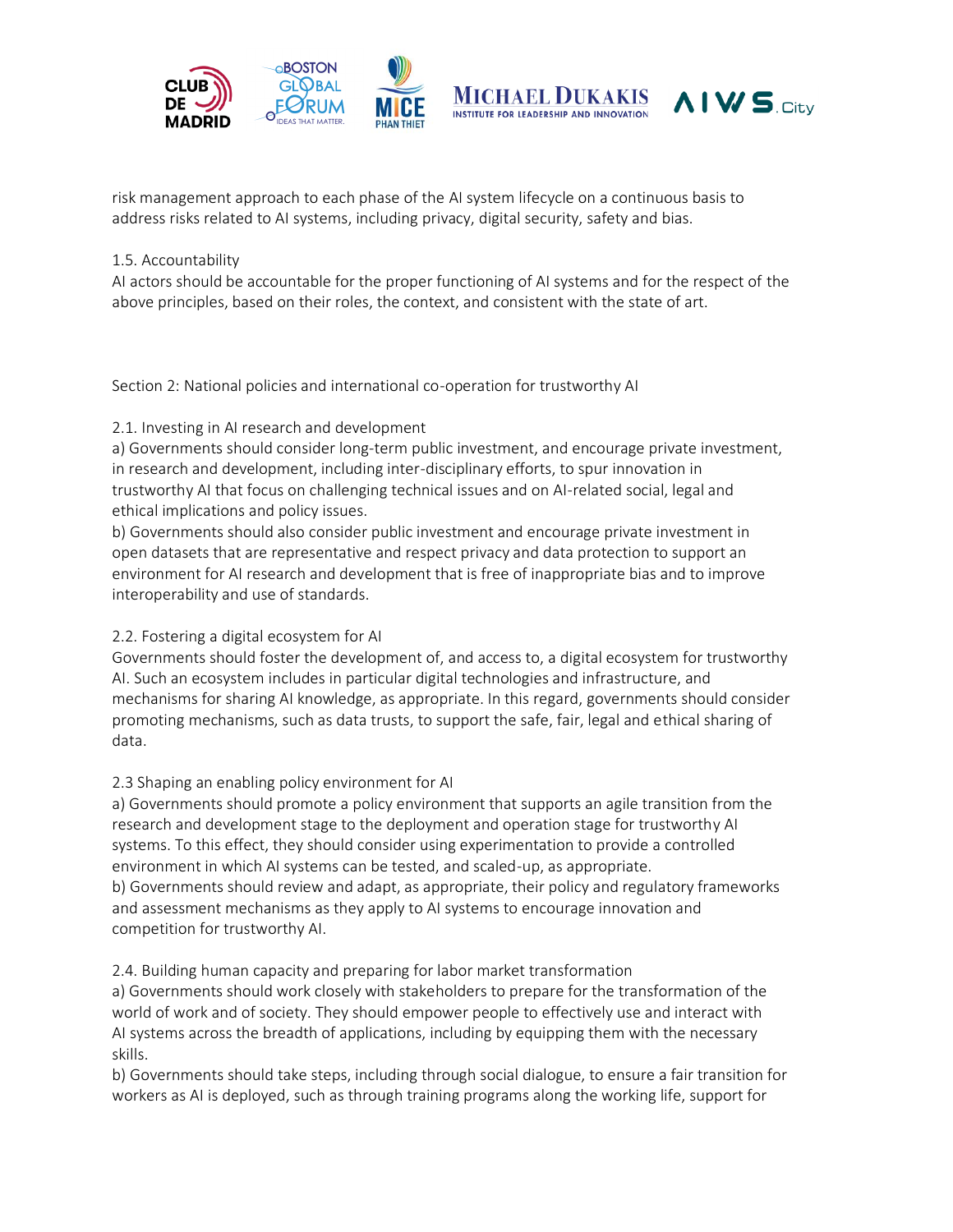risk management approach to each phase of the AI system lifecycle on a continuous basis to address risks related to AI systems, including privacy, digital security, safety and bias.

1.5. Accountability

AI actors should be accountable for the proper functioning of AI systems and for the respect of the above principles, based on their roles, the context, and consistent with the state of art.

Section 2: National policies and international co-operation for trustworthy AI

2.1. Investing in AI research and development

a) Governments should consider long-term public investment, and encourage private investment, in research and development, including inter-disciplinary efforts, to spur innovation in trustworthy AI that focus on challenging technical issues and on AI-related social, legal and ethical implications and policy issues.

b) Governments should also consider public investment and encourage private investment in open datasets that are representative and respect privacy and data protection to support an environment for AI research and development that is free of inappropriate bias and to improve interoperability and use of standards.

2.2. Fostering a digital ecosystem for AI

Governments should foster the development of, and access to, a digital ecosystem for trustworthy AI. Such an ecosystem includes in particular digital technologies and infrastructure, and mechanisms for sharing AI knowledge, as appropriate. In this regard, governments should consider promoting mechanisms, such as data trusts, to support the safe, fair, legal and ethical sharing of data.

2.3 Shaping an enabling policy environment for AI

a) Governments should promote a policy environment that supports an agile transition from the research and development stage to the deployment and operation stage for trustworthy AI systems. To this effect, they should consider using experimentation to provide a controlled environment in which AI systems can be tested, and scaled-up, as appropriate.

b) Governments should review and adapt, as appropriate, their policy and regulatory frameworks and assessment mechanisms as they apply to AI systems to encourage innovation and competition for trustworthy AI.

2.4. Building human capacity and preparing for labor market transformation

a) Governments should work closely with stakeholders to prepare for the transformation of the world of work and of society. They should empower people to effectively use and interact with AI systems across the breadth of applications, including by equipping them with the necessary skills.

b) Governments should take steps, including through social dialogue, to ensure a fair transition for workers as AI is deployed, such as through training programs along the working life, support for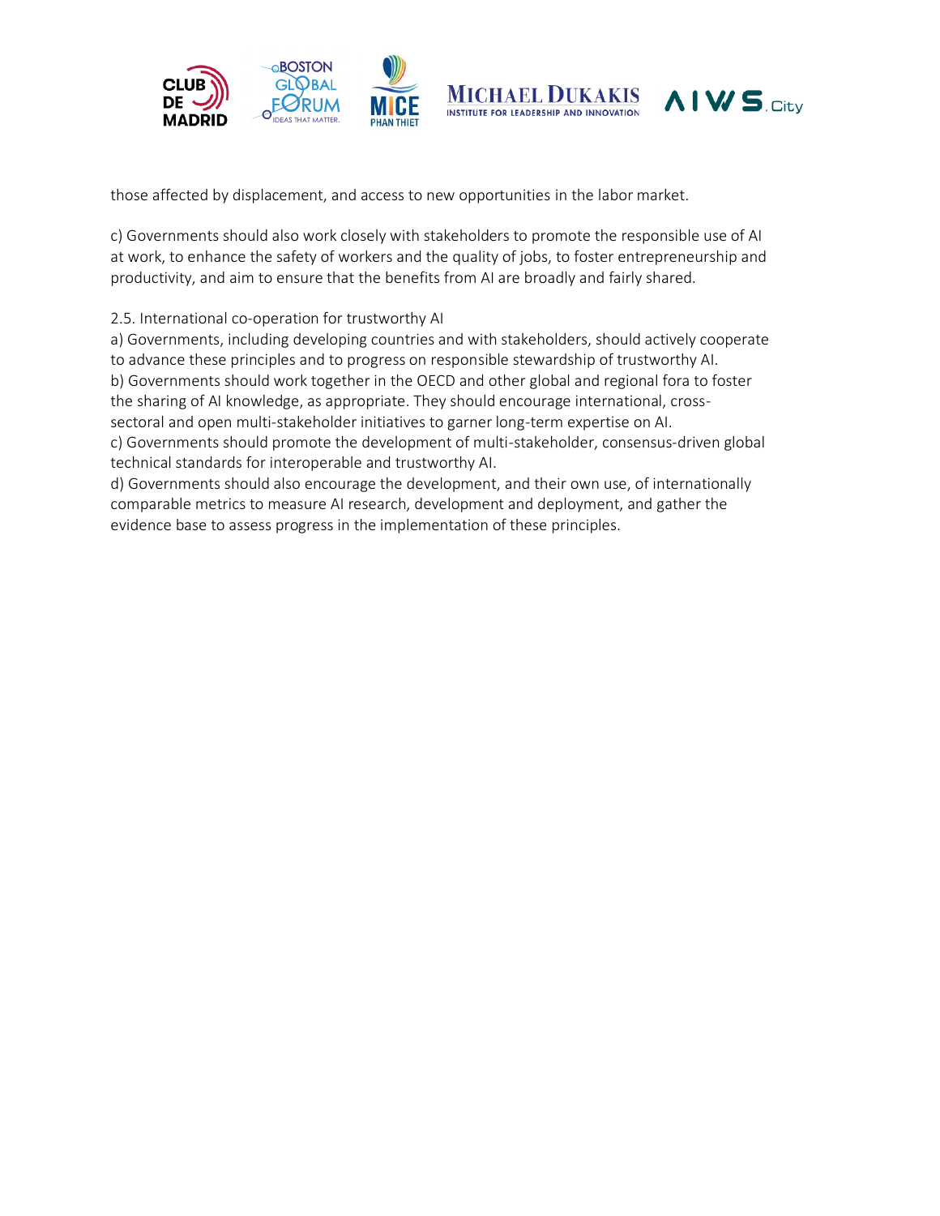those affected by displacement, and access to new opportunities in the labor market.

c) Governments should also work closely with stakeholders to promote the responsible use of AI at work, to enhance the safety of workers and the quality of jobs, to foster entrepreneurship and productivity, and aim to ensure that the benefits from AI are broadly and fairly shared.

2.5. International co-operation for trustworthy AI

a) Governments, including developing countries and with stakeholders, should actively cooperate to advance these principles and to progress on responsible stewardship of trustworthy AI.

b) Governments should work together in the OECD and other global and regional fora to foster the sharing of AI knowledge, as appropriate. They should encourage international, cross-sectoral and open multi-stakeholder initiatives to garner long-term expertise on AI.

c) Governments should promote the development of multi-stakeholder, consensus-driven global technical standards for interoperable and trustworthy AI.

d) Governments should also encourage the development, and their own use, of internationally comparable metrics to measure AI research, development and deployment, and gather the evidence base to assess progress in the implementation of these principles.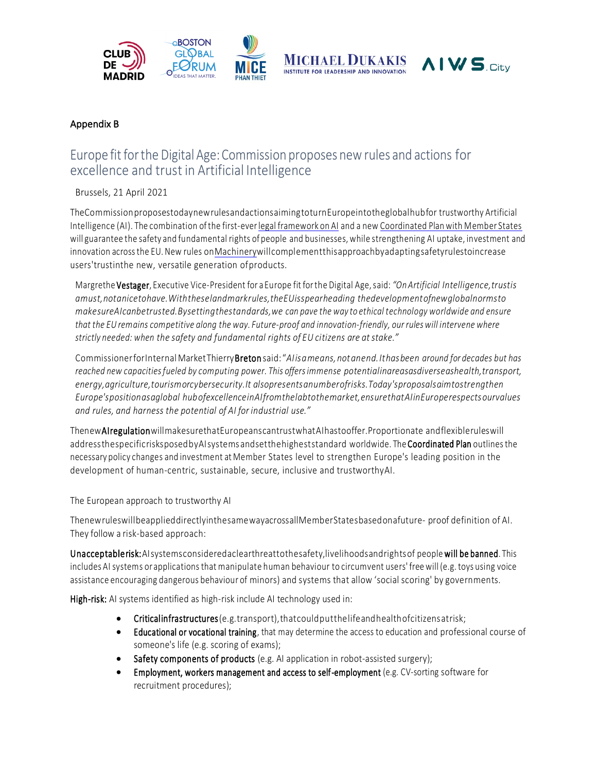Appendix B

# Europe fit for the Digital Age: Commission proposes new rules and actions for excellence and trust in Artificial Intelligence

Brussels, 21 April 2021

The Commission proposes today new rules and actions aiming to turn Europe into the global hub for trustworthy Artificial Intelligence (AI). The combination of the first-ever legal framework on AI and a new Coordinated Plan with Member States will guarantee the safety and fundamental rights of people and businesses, while strengthening AI uptake, investment and innovation across the EU. New rules on Machinery will complement this approach by adapting safety rules to increase users' trust in the new, versatile generation of products.

Margrethe **Vestager**, Executive Vice-President for a Europe fit for the Digital Age, said: *"On Artificial Intelligence, trust is a must, not a nice to have. With these landmark rules, the EU is spearheading the development of new global norms to make sure AI can be trusted. By setting the standards, we can pave the way to ethical technology worldwide and ensure that the EU remains competitive along the way. Future-proof and innovation-friendly, our rules will intervene where strictly needed: when the safety and fundamental rights of EU citizens are at stake."*

Commissioner for Internal Market Thierry **Breton** said: *"AI is a means, not an end. It has been around for decades but has reached new capacities fueled by computing power. This offers immense potential in areas as diverse as health, transport, energy, agriculture, tourism or cybersecurity. It also presents a number of risks. Today's proposals aim to strengthen Europe's position as a global hub of excellence in AI from the lab to the market, ensure that AI in Europe respects our values and rules, and harness the potential of AI for industrial use."*

The new **AI regulation** will make sure that Europeans can trust what AI has to offer. Proportionate and flexible rules will address the specific risks posed by AI systems and set the highest standard worldwide. The **Coordinated Plan** outlines the necessary policy changes and investment at Member States level to strengthen Europe's leading position in the development of human-centric, sustainable, secure, inclusive and trustworthy AI.

The European approach to trustworthy AI

The new rules will be applied directly in the same way across all Member States based on a future- proof definition of AI. They follow a risk-based approach:

**Unacceptable risk:** AI systems considered a clear threat to the safety, livelihoods and rights of people **will be banned**. This includes AI systems or applications that manipulate human behaviour to circumvent users' free will (e.g. toys using voice assistance encouraging dangerous behaviour of minors) and systems that allow 'social scoring' by governments.

**High-risk:** AI systems identified as high-risk include AI technology used in:

- **Critical infrastructures** (e.g. transport), that could put the life and health of citizens at risk;
- **Educational or vocational training**, that may determine the access to education and professional course of someone's life (e.g. scoring of exams);
- **Safety components of products** (e.g. AI application in robot-assisted surgery);
- **Employment, workers management and access to self-employment** (e.g. CV-sorting software for recruitment procedures);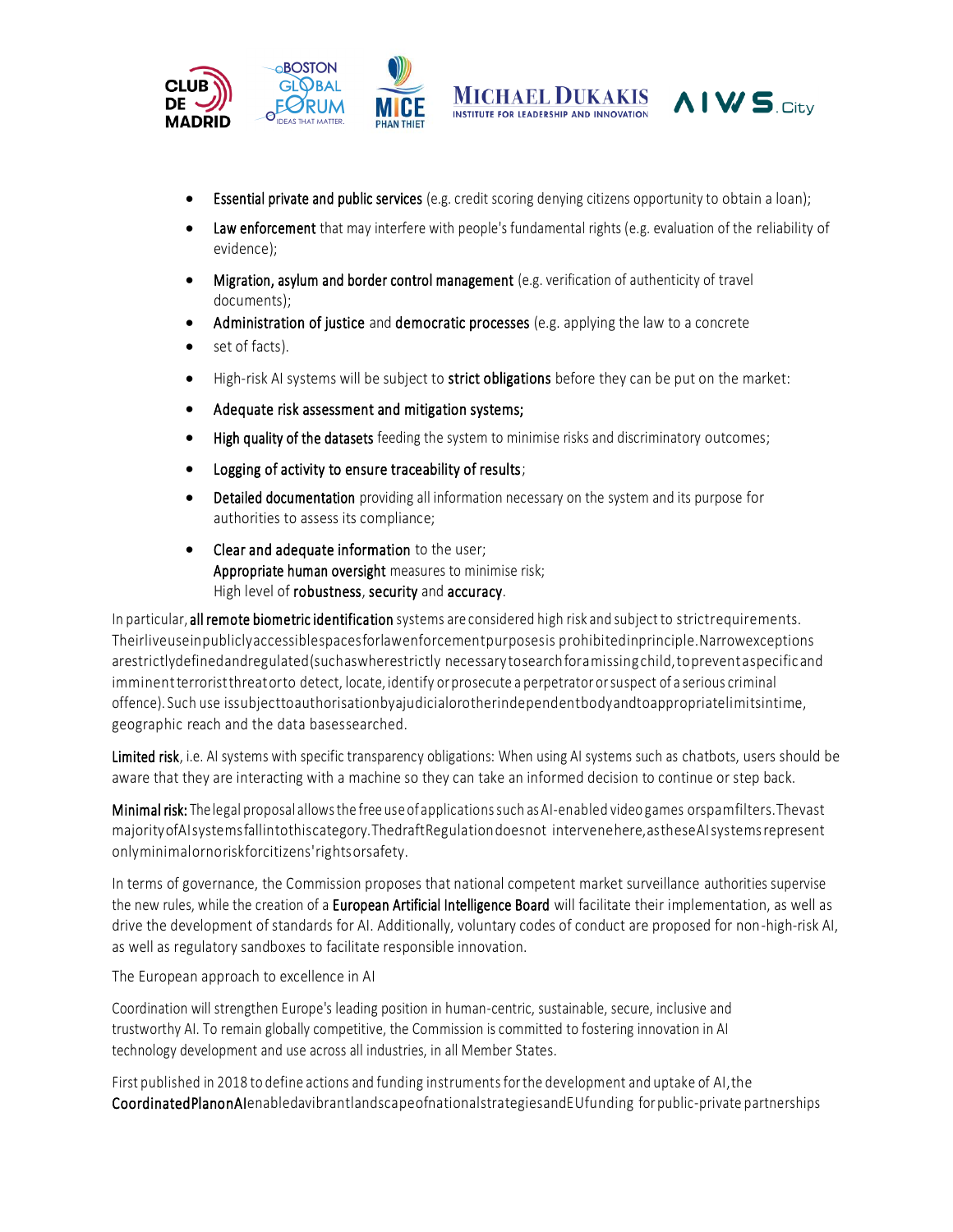- **Essential private and public services** (e.g. credit scoring denying citizens opportunity to obtain a loan);
- **Law enforcement** that may interfere with people's fundamental rights (e.g. evaluation of the reliability of evidence);
- **Migration, asylum and border control management** (e.g. verification of authenticity of travel documents);
- **Administration of justice** and **democratic processes** (e.g. applying the law to a concrete
- set of facts).
- High-risk AI systems will be subject to **strict obligations** before they can be put on the market:
- **Adequate risk assessment and mitigation systems;**
- **High quality of the datasets** feeding the system to minimise risks and discriminatory outcomes;
- **Logging of activity to ensure traceability of results**;
- **Detailed documentation** providing all information necessary on the system and its purpose for authorities to assess its compliance;
- **Clear and adequate information** to the user;
  **Appropriate human oversight** measures to minimise risk;
  High level of **robustness**, **security** and **accuracy**.

In particular, **all remote biometric identification** systems are considered high risk and subject to strict requirements. Their live use in publicly accessible spaces for law enforcement purposes is prohibited in principle. Narrow exceptions are strictly defined and regulated (such as where strictly necessary to search for a missing child, to prevent a specific and imminent terrorist threat or to detect, locate, identify or prosecute a perpetrator or suspect of a serious criminal offence). Such use is subject to authorisation by a judicial or other independent body and to appropriate limits in time, geographic reach and the data bases searched.

**Limited risk**, i.e. AI systems with specific transparency obligations: When using AI systems such as chatbots, users should be aware that they are interacting with a machine so they can take an informed decision to continue or step back.

**Minimal risk:** The legal proposal allows the free use of applications such as AI-enabled video games or spam filters. The vast majority of AI systems fall into this category. The draft Regulation does not intervene here, as these AI systems represent only minimal or no risk for citizens' rights or safety.

In terms of governance, the Commission proposes that national competent market surveillance authorities supervise the new rules, while the creation of a **European Artificial Intelligence Board** will facilitate their implementation, as well as drive the development of standards for AI. Additionally, voluntary codes of conduct are proposed for non-high-risk AI, as well as regulatory sandboxes to facilitate responsible innovation.

The European approach to excellence in AI

Coordination will strengthen Europe's leading position in human-centric, sustainable, secure, inclusive and trustworthy AI. To remain globally competitive, the Commission is committed to fostering innovation in AI technology development and use across all industries, in all Member States.

First published in 2018 to define actions and funding instruments for the development and uptake of AI, the **Coordinated Plan on AI** enabled a vibrant landscape of national strategies and EU funding for public-private partnerships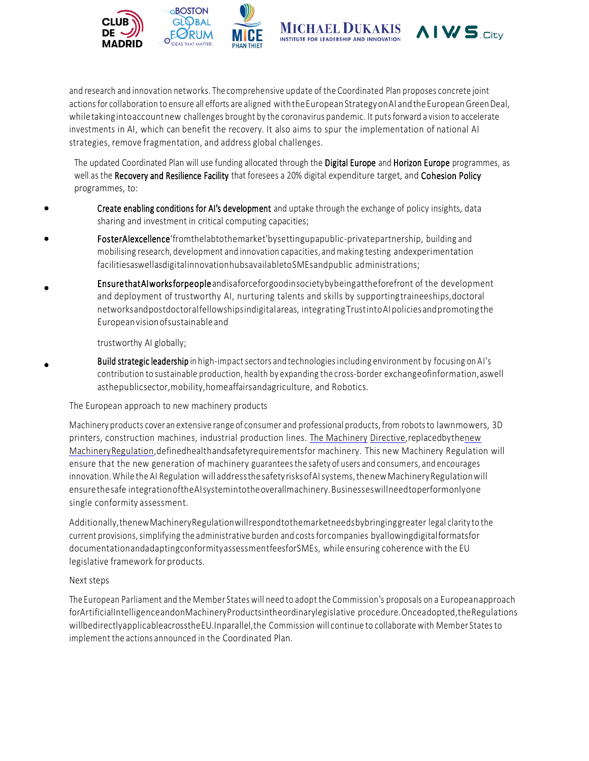and research and innovation networks. The comprehensive update of the Coordinated Plan proposes concrete joint actions for collaboration to ensure all efforts are aligned with the European Strategy on AI and the European Green Deal, while taking into account new challenges brought by the coronavirus pandemic. It puts forward a vision to accelerate investments in AI, which can benefit the recovery. It also aims to spur the implementation of national AI strategies, remove fragmentation, and address global challenges.

The updated Coordinated Plan will use funding allocated through the **Digital Europe** and **Horizon Europe** programmes, as well as the **Recovery and Resilience Facility** that foresees a 20% digital expenditure target, and **Cohesion Policy** programmes, to:

- **Create enabling conditions for AI's development** and uptake through the exchange of policy insights, data sharing and investment in critical computing capacities;
- **Foster AI excellence** 'from the lab to the market' by setting up a public-private partnership, building and mobilising research, development and innovation capacities, and making testing and experimentation facilities as well as digital innovation hubs available to SMEs and public administrations;
- **Ensure that AI works for people** and is a force for good in society by being at the forefront of the development and deployment of trustworthy AI, nurturing talents and skills by supporting traineeships, doctoral networks and postdoctoral fellowships in digital areas, integrating Trust into AI policies and promoting the European vision of sustainable and

  trustworthy AI globally;
- **Build strategic leadership** in high-impact sectors and technologies including environment by focusing on AI's contribution to sustainable production, health by expanding the cross-border exchange of information, as well as the public sector, mobility, home affairs and agriculture, and Robotics.

The European approach to new machinery products

Machinery products cover an extensive range of consumer and professional products, from robots to lawnmowers, 3D printers, construction machines, industrial production lines. The Machinery Directive, replaced by the new Machinery Regulation, defined health and safety requirements for machinery. This new Machinery Regulation will ensure that the new generation of machinery guarantees the safety of users and consumers, and encourages innovation. While the AI Regulation will address the safety risks of AI systems, the new Machinery Regulation will ensure the safe integration of the AI system into the overall machinery. Businesses will need to perform only one single conformity assessment.

Additionally, the new Machinery Regulation will respond to the market needs by bringing greater legal clarity to the current provisions, simplifying the administrative burden and costs for companies by allowing digital formats for documentation and adapting conformity assessment fees for SMEs, while ensuring coherence with the EU legislative framework for products.

Next steps

The European Parliament and the Member States will need to adopt the Commission's proposals on a European approach for Artificial Intelligence and on Machinery Products in the ordinary legislative procedure. Once adopted, the Regulations will be directly applicable across the EU. In parallel, the Commission will continue to collaborate with Member States to implement the actions announced in the Coordinated Plan.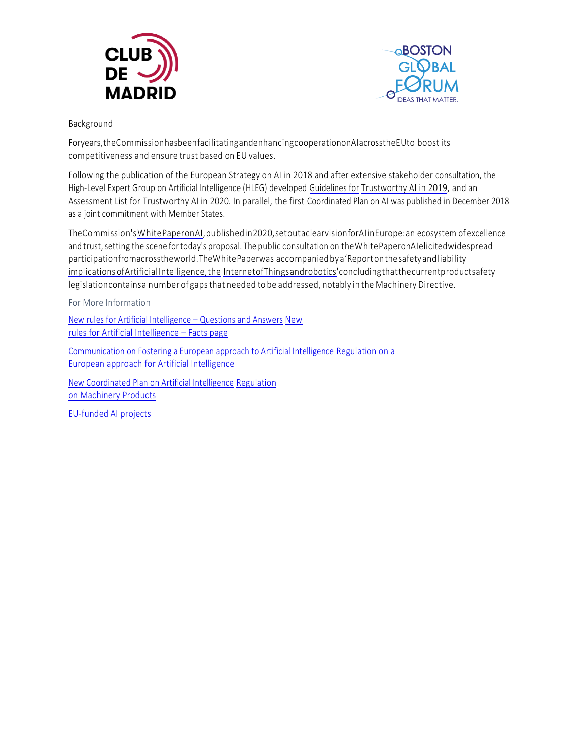Background

For years, the Commission has been facilitating and enhancing cooperation on AI across the EU to boost its competitiveness and ensure trust based on EU values.

Following the publication of the European Strategy on AI in 2018 and after extensive stakeholder consultation, the High-Level Expert Group on Artificial Intelligence (HLEG) developed Guidelines for Trustworthy AI in 2019, and an Assessment List for Trustworthy AI in 2020. In parallel, the first Coordinated Plan on AI was published in December 2018 as a joint commitment with Member States.

The Commission's White Paper on AI, published in 2020, set out a clear vision for AI in Europe: an ecosystem of excellence and trust, setting the scene for today's proposal. The public consultation on the White Paper on AI elicited widespread participation from across the world. The White Paper was accompanied by a 'Report on the safety and liability implications of Artificial Intelligence, the Internet of Things and robotics' concluding that the current product safety legislation contains a number of gaps that needed to be addressed, notably in the Machinery Directive.

For More Information

New rules for Artificial Intelligence – Questions and Answers New rules for Artificial Intelligence – Facts page

Communication on Fostering a European approach to Artificial Intelligence Regulation on a European approach for Artificial Intelligence

New Coordinated Plan on Artificial Intelligence Regulation on Machinery Products

EU-funded AI projects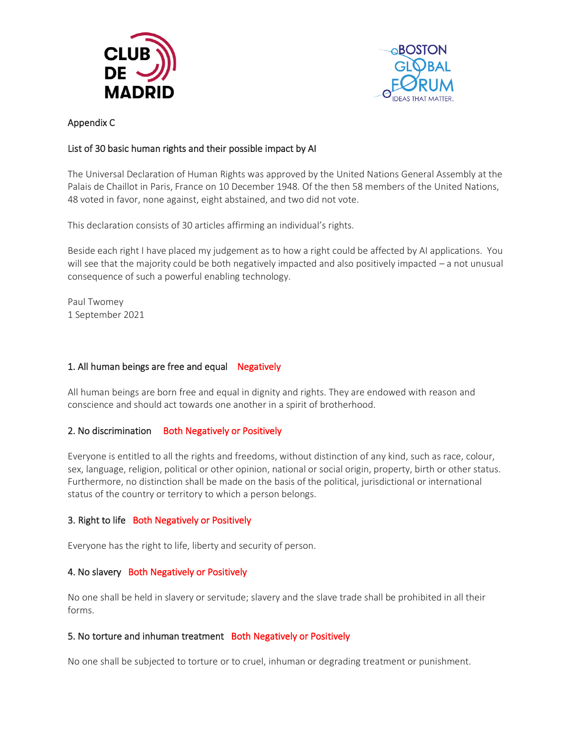Appendix C

## List of 30 basic human rights and their possible impact by AI

The Universal Declaration of Human Rights was approved by the United Nations General Assembly at the Palais de Chaillot in Paris, France on 10 December 1948. Of the then 58 members of the United Nations, 48 voted in favor, none against, eight abstained, and two did not vote.

This declaration consists of 30 articles affirming an individual's rights.

Beside each right I have placed my judgement as to how a right could be affected by AI applications. You will see that the majority could be both negatively impacted and also positively impacted – a not unusual consequence of such a powerful enabling technology.

Paul Twomey
1 September 2021

### 1. All human beings are free and equal Negatively

All human beings are born free and equal in dignity and rights. They are endowed with reason and conscience and should act towards one another in a spirit of brotherhood.

### 2. No discrimination Both Negatively or Positively

Everyone is entitled to all the rights and freedoms, without distinction of any kind, such as race, colour, sex, language, religion, political or other opinion, national or social origin, property, birth or other status. Furthermore, no distinction shall be made on the basis of the political, jurisdictional or international status of the country or territory to which a person belongs.

### 3. Right to life Both Negatively or Positively

Everyone has the right to life, liberty and security of person.

### 4. No slavery Both Negatively or Positively

No one shall be held in slavery or servitude; slavery and the slave trade shall be prohibited in all their forms.

### 5. No torture and inhuman treatment Both Negatively or Positively

No one shall be subjected to torture or to cruel, inhuman or degrading treatment or punishment.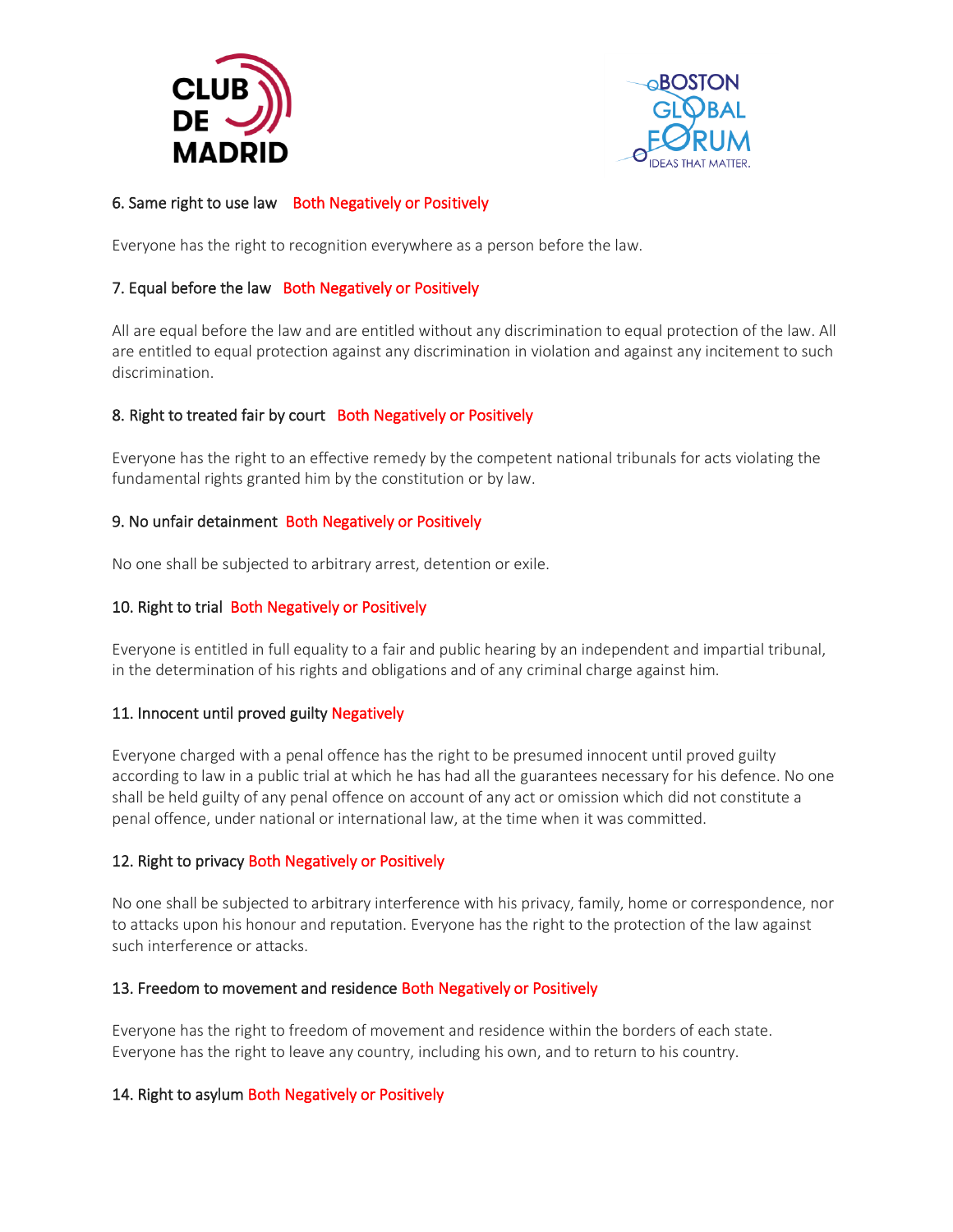6. Same right to use law Both Negatively or Positively

Everyone has the right to recognition everywhere as a person before the law.

7. Equal before the law Both Negatively or Positively

All are equal before the law and are entitled without any discrimination to equal protection of the law. All are entitled to equal protection against any discrimination in violation and against any incitement to such discrimination.

8. Right to treated fair by court Both Negatively or Positively

Everyone has the right to an effective remedy by the competent national tribunals for acts violating the fundamental rights granted him by the constitution or by law.

9. No unfair detainment Both Negatively or Positively

No one shall be subjected to arbitrary arrest, detention or exile.

10. Right to trial Both Negatively or Positively

Everyone is entitled in full equality to a fair and public hearing by an independent and impartial tribunal, in the determination of his rights and obligations and of any criminal charge against him.

11. Innocent until proved guilty Negatively

Everyone charged with a penal offence has the right to be presumed innocent until proved guilty according to law in a public trial at which he has had all the guarantees necessary for his defence. No one shall be held guilty of any penal offence on account of any act or omission which did not constitute a penal offence, under national or international law, at the time when it was committed.

12. Right to privacy Both Negatively or Positively

No one shall be subjected to arbitrary interference with his privacy, family, home or correspondence, nor to attacks upon his honour and reputation. Everyone has the right to the protection of the law against such interference or attacks.

13. Freedom to movement and residence Both Negatively or Positively

Everyone has the right to freedom of movement and residence within the borders of each state. Everyone has the right to leave any country, including his own, and to return to his country.

14. Right to asylum Both Negatively or Positively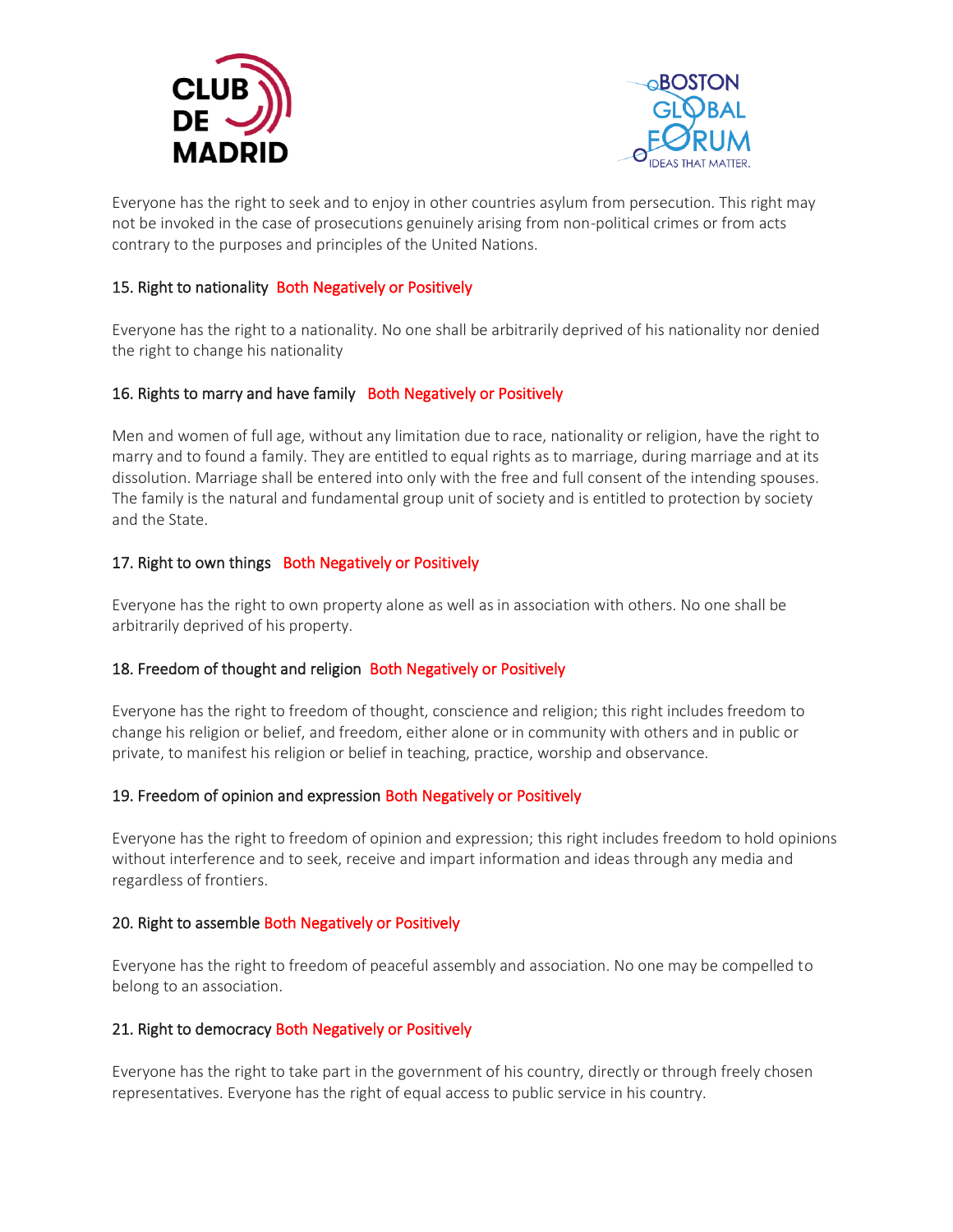Everyone has the right to seek and to enjoy in other countries asylum from persecution. This right may not be invoked in the case of prosecutions genuinely arising from non-political crimes or from acts contrary to the purposes and principles of the United Nations.

15. Right to nationality Both Negatively or Positively

Everyone has the right to a nationality. No one shall be arbitrarily deprived of his nationality nor denied the right to change his nationality

16. Rights to marry and have family Both Negatively or Positively

Men and women of full age, without any limitation due to race, nationality or religion, have the right to marry and to found a family. They are entitled to equal rights as to marriage, during marriage and at its dissolution. Marriage shall be entered into only with the free and full consent of the intending spouses. The family is the natural and fundamental group unit of society and is entitled to protection by society and the State.

17. Right to own things Both Negatively or Positively

Everyone has the right to own property alone as well as in association with others. No one shall be arbitrarily deprived of his property.

18. Freedom of thought and religion Both Negatively or Positively

Everyone has the right to freedom of thought, conscience and religion; this right includes freedom to change his religion or belief, and freedom, either alone or in community with others and in public or private, to manifest his religion or belief in teaching, practice, worship and observance.

19. Freedom of opinion and expression Both Negatively or Positively

Everyone has the right to freedom of opinion and expression; this right includes freedom to hold opinions without interference and to seek, receive and impart information and ideas through any media and regardless of frontiers.

20. Right to assemble Both Negatively or Positively

Everyone has the right to freedom of peaceful assembly and association. No one may be compelled to belong to an association.

21. Right to democracy Both Negatively or Positively

Everyone has the right to take part in the government of his country, directly or through freely chosen representatives. Everyone has the right of equal access to public service in his country.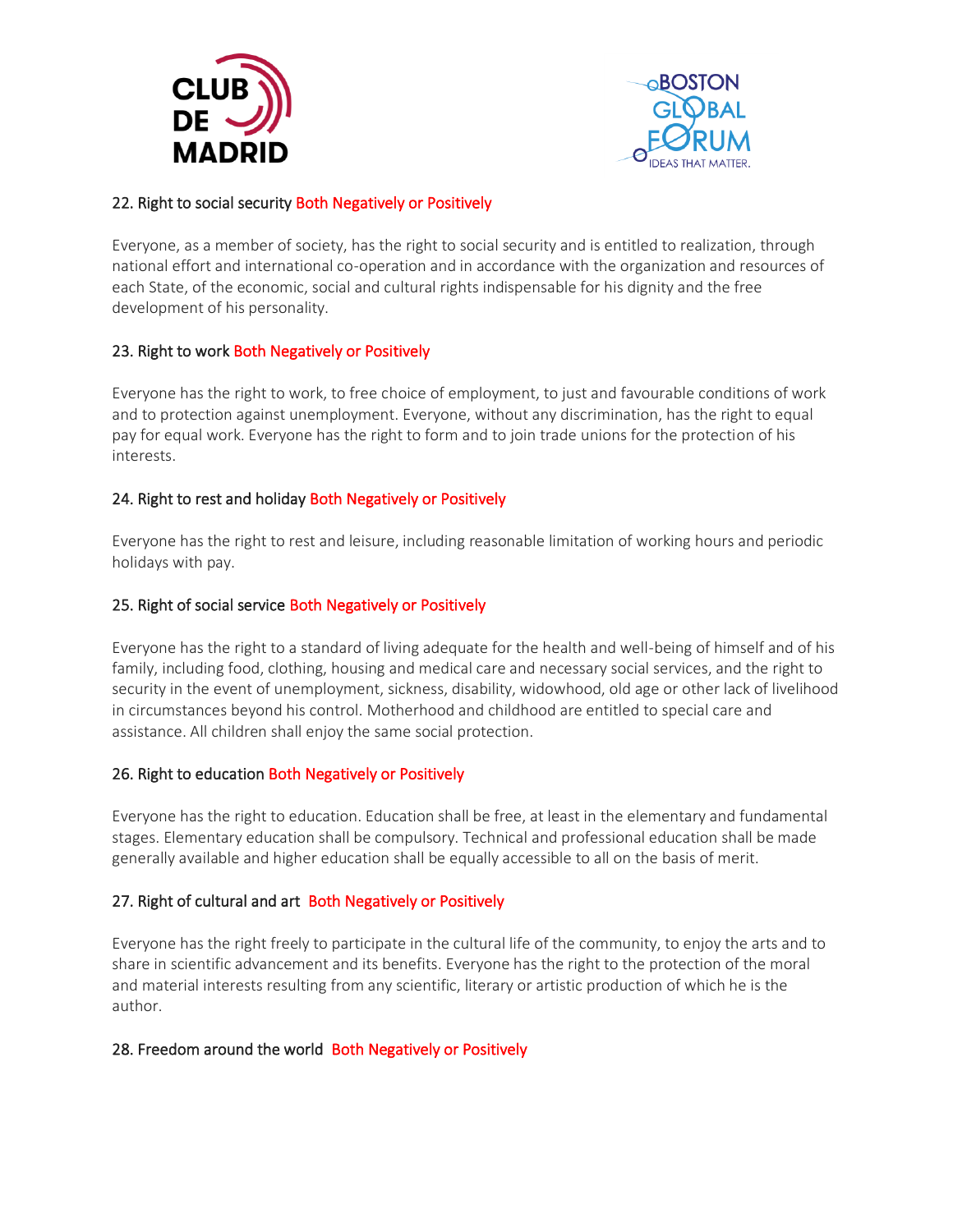### 22. Right to social security Both Negatively or Positively

Everyone, as a member of society, has the right to social security and is entitled to realization, through national effort and international co-operation and in accordance with the organization and resources of each State, of the economic, social and cultural rights indispensable for his dignity and the free development of his personality.

### 23. Right to work Both Negatively or Positively

Everyone has the right to work, to free choice of employment, to just and favourable conditions of work and to protection against unemployment. Everyone, without any discrimination, has the right to equal pay for equal work. Everyone has the right to form and to join trade unions for the protection of his interests.

### 24. Right to rest and holiday Both Negatively or Positively

Everyone has the right to rest and leisure, including reasonable limitation of working hours and periodic holidays with pay.

### 25. Right of social service Both Negatively or Positively

Everyone has the right to a standard of living adequate for the health and well-being of himself and of his family, including food, clothing, housing and medical care and necessary social services, and the right to security in the event of unemployment, sickness, disability, widowhood, old age or other lack of livelihood in circumstances beyond his control. Motherhood and childhood are entitled to special care and assistance. All children shall enjoy the same social protection.

### 26. Right to education Both Negatively or Positively

Everyone has the right to education. Education shall be free, at least in the elementary and fundamental stages. Elementary education shall be compulsory. Technical and professional education shall be made generally available and higher education shall be equally accessible to all on the basis of merit.

### 27. Right of cultural and art Both Negatively or Positively

Everyone has the right freely to participate in the cultural life of the community, to enjoy the arts and to share in scientific advancement and its benefits. Everyone has the right to the protection of the moral and material interests resulting from any scientific, literary or artistic production of which he is the author.

### 28. Freedom around the world Both Negatively or Positively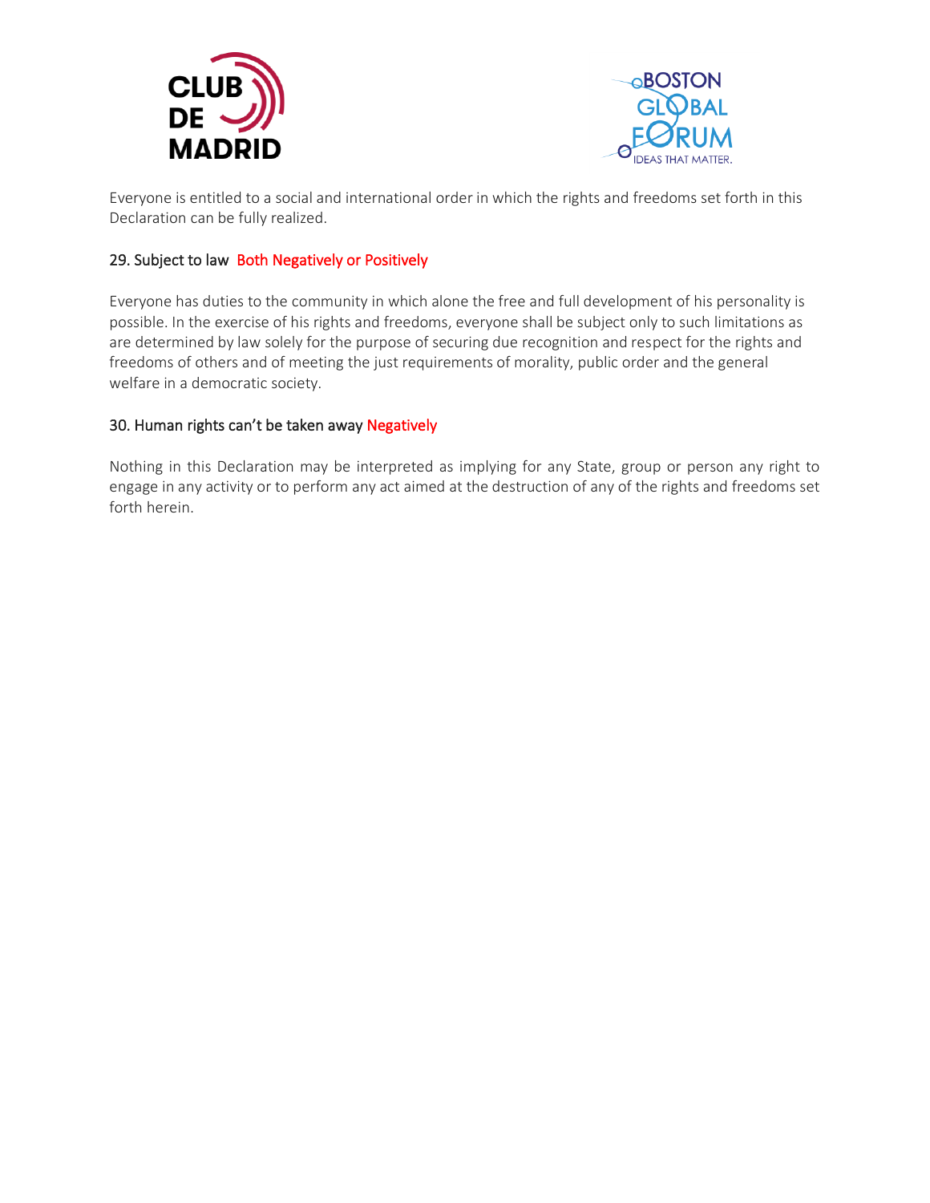Everyone is entitled to a social and international order in which the rights and freedoms set forth in this Declaration can be fully realized.

### 29. Subject to law Both Negatively or Positively

Everyone has duties to the community in which alone the free and full development of his personality is possible. In the exercise of his rights and freedoms, everyone shall be subject only to such limitations as are determined by law solely for the purpose of securing due recognition and respect for the rights and freedoms of others and of meeting the just requirements of morality, public order and the general welfare in a democratic society.

### 30. Human rights can't be taken away Negatively

Nothing in this Declaration may be interpreted as implying for any State, group or person any right to engage in any activity or to perform any act aimed at the destruction of any of the rights and freedoms set forth herein.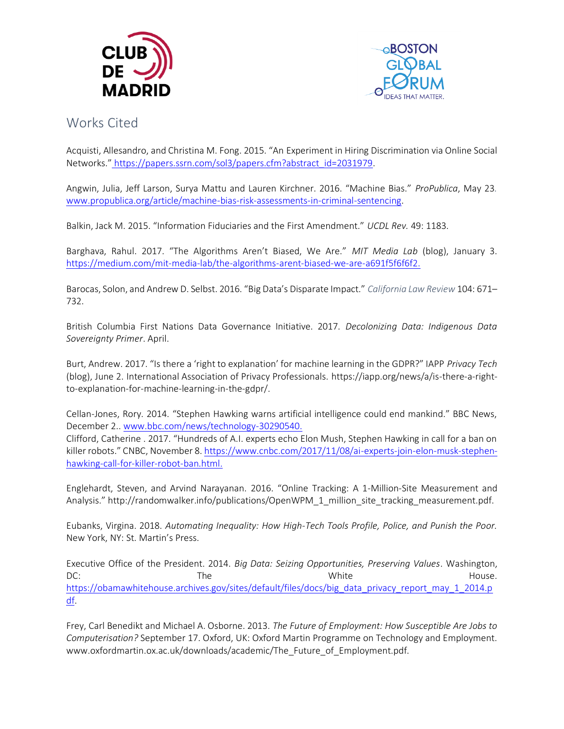# Works Cited

Acquisti, Allesandro, and Christina M. Fong. 2015. "An Experiment in Hiring Discrimination via Online Social Networks." https://papers.ssrn.com/sol3/papers.cfm?abstract_id=2031979.

Angwin, Julia, Jeff Larson, Surya Mattu and Lauren Kirchner. 2016. "Machine Bias." *ProPublica*, May 23. www.propublica.org/article/machine-bias-risk-assessments-in-criminal-sentencing.

Balkin, Jack M. 2015. "Information Fiduciaries and the First Amendment." *UCDL Rev.* 49: 1183.

Barghava, Rahul. 2017. "The Algorithms Aren't Biased, We Are." *MIT Media Lab* (blog), January 3. https://medium.com/mit-media-lab/the-algorithms-arent-biased-we-are-a691f5f6f6f2.

Barocas, Solon, and Andrew D. Selbst. 2016. "Big Data's Disparate Impact." *California Law Review* 104: 671–732.

British Columbia First Nations Data Governance Initiative. 2017. *Decolonizing Data: Indigenous Data Sovereignty Primer*. April.

Burt, Andrew. 2017. "Is there a 'right to explanation' for machine learning in the GDPR?" IAPP *Privacy Tech* (blog), June 2. International Association of Privacy Professionals. https://iapp.org/news/a/is-there-a-right-to-explanation-for-machine-learning-in-the-gdpr/.

Cellan-Jones, Rory. 2014. "Stephen Hawking warns artificial intelligence could end mankind." BBC News, December 2.. www.bbc.com/news/technology-30290540.

Clifford, Catherine . 2017. "Hundreds of A.I. experts echo Elon Mush, Stephen Hawking in call for a ban on killer robots." CNBC, November 8. https://www.cnbc.com/2017/11/08/ai-experts-join-elon-musk-stephen-hawking-call-for-killer-robot-ban.html.

Englehardt, Steven, and Arvind Narayanan. 2016. "Online Tracking: A 1-Million-Site Measurement and Analysis." http://randomwalker.info/publications/OpenWPM_1_million_site_tracking_measurement.pdf.

Eubanks, Virgina. 2018. *Automating Inequality: How High-Tech Tools Profile, Police, and Punish the Poor.* New York, NY: St. Martin's Press.

Executive Office of the President. 2014. *Big Data: Seizing Opportunities, Preserving Values*. Washington, DC: The White House. https://obamawhitehouse.archives.gov/sites/default/files/docs/big_data_privacy_report_may_1_2014.pdf.

Frey, Carl Benedikt and Michael A. Osborne. 2013. *The Future of Employment: How Susceptible Are Jobs to Computerisation?* September 17. Oxford, UK: Oxford Martin Programme on Technology and Employment. www.oxfordmartin.ox.ac.uk/downloads/academic/The_Future_of_Employment.pdf.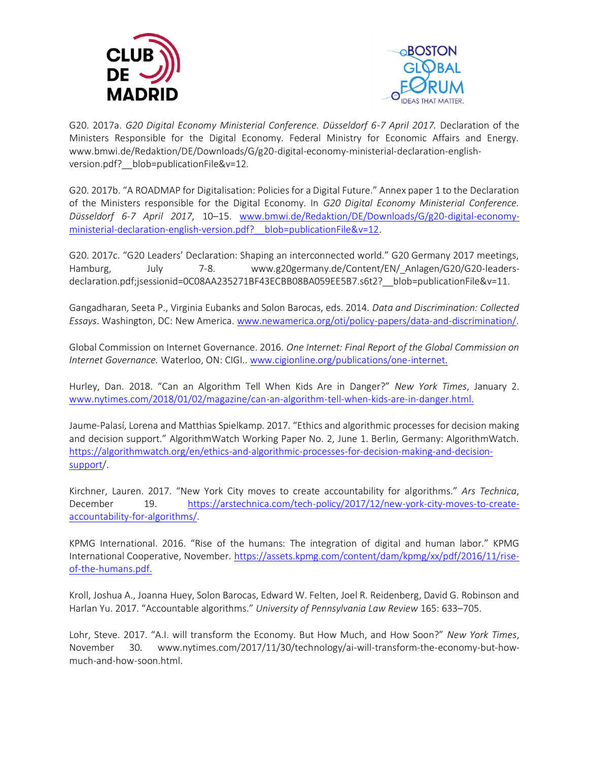G20. 2017a. *G20 Digital Economy Ministerial Conference. Düsseldorf 6-7 April 2017.* Declaration of the Ministers Responsible for the Digital Economy. Federal Ministry for Economic Affairs and Energy. www.bmwi.de/Redaktion/DE/Downloads/G/g20-digital-economy-ministerial-declaration-english-version.pdf?__blob=publicationFile&v=12.

G20. 2017b. "A ROADMAP for Digitalisation: Policies for a Digital Future." Annex paper 1 to the Declaration of the Ministers responsible for the Digital Economy. In *G20 Digital Economy Ministerial Conference. Düsseldorf 6-7 April 2017*, 10–15. www.bmwi.de/Redaktion/DE/Downloads/G/g20-digital-economy-ministerial-declaration-english-version.pdf?__blob=publicationFile&v=12.

G20. 2017c. "G20 Leaders' Declaration: Shaping an interconnected world." G20 Germany 2017 meetings, Hamburg, July 7-8. www.g20germany.de/Content/EN/_Anlagen/G20/G20-leaders-declaration.pdf;jsessionid=0C08AA235271BF43ECBB08BA059EE5B7.s6t2?__blob=publicationFile&v=11.

Gangadharan, Seeta P., Virginia Eubanks and Solon Barocas, eds. 2014. *Data and Discrimination: Collected Essays*. Washington, DC: New America. www.newamerica.org/oti/policy-papers/data-and-discrimination/.

Global Commission on Internet Governance. 2016. *One Internet: Final Report of the Global Commission on Internet Governance.* Waterloo, ON: CIGI.. www.cigionline.org/publications/one-internet.

Hurley, Dan. 2018. "Can an Algorithm Tell When Kids Are in Danger?" *New York Times*, January 2. www.nytimes.com/2018/01/02/magazine/can-an-algorithm-tell-when-kids-are-in-danger.html.

Jaume-Palasí, Lorena and Matthias Spielkamp. 2017. "Ethics and algorithmic processes for decision making and decision support." AlgorithmWatch Working Paper No. 2, June 1. Berlin, Germany: AlgorithmWatch. https://algorithmwatch.org/en/ethics-and-algorithmic-processes-for-decision-making-and-decision-support/.

Kirchner, Lauren. 2017. "New York City moves to create accountability for algorithms." *Ars Technica*, December 19. https://arstechnica.com/tech-policy/2017/12/new-york-city-moves-to-create-accountability-for-algorithms/.

KPMG International. 2016. "Rise of the humans: The integration of digital and human labor." KPMG International Cooperative, November. https://assets.kpmg.com/content/dam/kpmg/xx/pdf/2016/11/rise-of-the-humans.pdf.

Kroll, Joshua A., Joanna Huey, Solon Barocas, Edward W. Felten, Joel R. Reidenberg, David G. Robinson and Harlan Yu. 2017. "Accountable algorithms." *University of Pennsylvania Law Review* 165: 633–705.

Lohr, Steve. 2017. "A.I. will transform the Economy. But How Much, and How Soon?" *New York Times*, November 30. www.nytimes.com/2017/11/30/technology/ai-will-transform-the-economy-but-how-much-and-how-soon.html.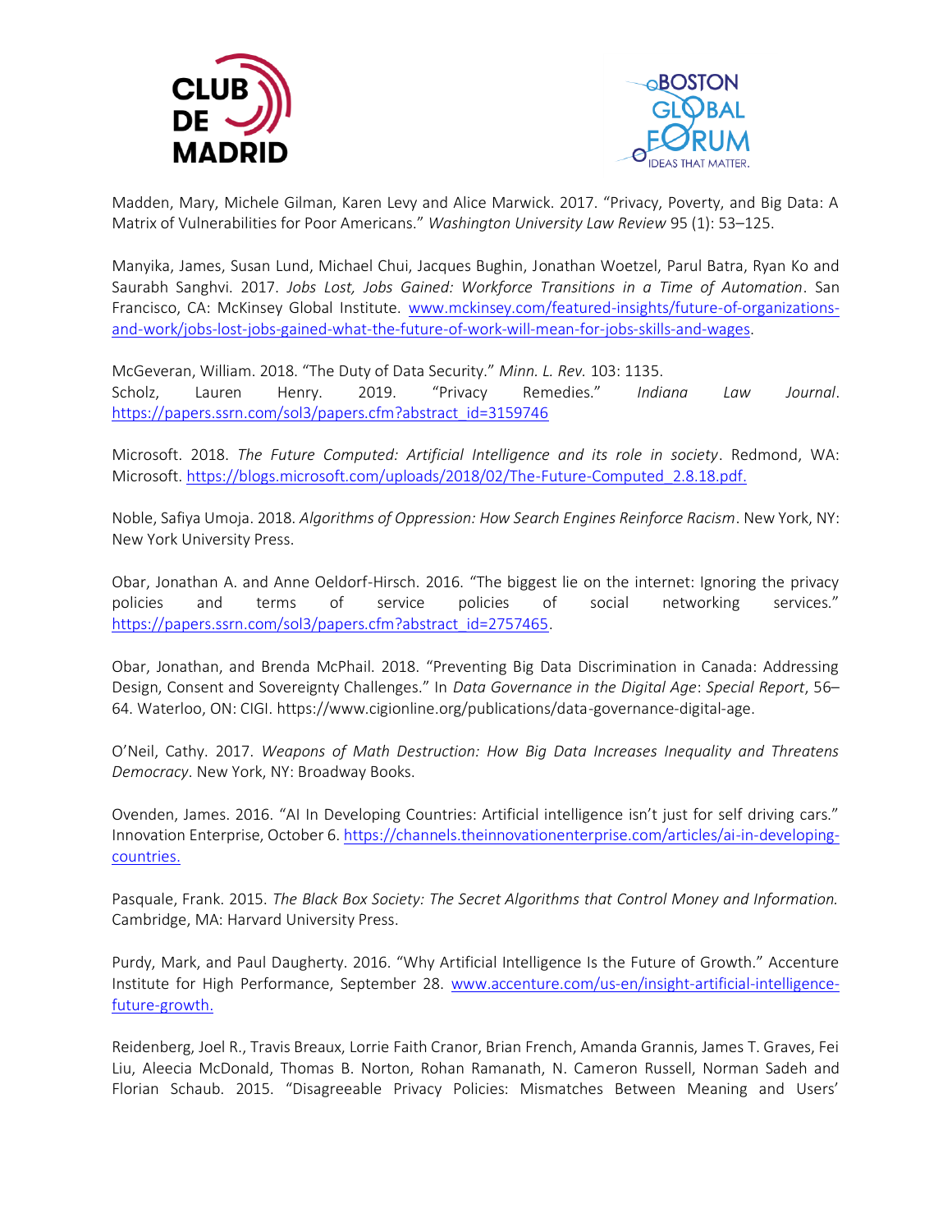Madden, Mary, Michele Gilman, Karen Levy and Alice Marwick. 2017. "Privacy, Poverty, and Big Data: A Matrix of Vulnerabilities for Poor Americans." *Washington University Law Review* 95 (1): 53–125.

Manyika, James, Susan Lund, Michael Chui, Jacques Bughin, Jonathan Woetzel, Parul Batra, Ryan Ko and Saurabh Sanghvi. 2017. *Jobs Lost, Jobs Gained: Workforce Transitions in a Time of Automation*. San Francisco, CA: McKinsey Global Institute. www.mckinsey.com/featured-insights/future-of-organizations-and-work/jobs-lost-jobs-gained-what-the-future-of-work-will-mean-for-jobs-skills-and-wages.

McGeveran, William. 2018. "The Duty of Data Security." *Minn. L. Rev.* 103: 1135.
Scholz, Lauren Henry. 2019. "Privacy Remedies." *Indiana Law Journal*. https://papers.ssrn.com/sol3/papers.cfm?abstract_id=3159746

Microsoft. 2018. *The Future Computed: Artificial Intelligence and its role in society*. Redmond, WA: Microsoft. https://blogs.microsoft.com/uploads/2018/02/The-Future-Computed_2.8.18.pdf.

Noble, Safiya Umoja. 2018. *Algorithms of Oppression: How Search Engines Reinforce Racism*. New York, NY: New York University Press.

Obar, Jonathan A. and Anne Oeldorf-Hirsch. 2016. "The biggest lie on the internet: Ignoring the privacy policies and terms of service policies of social networking services." https://papers.ssrn.com/sol3/papers.cfm?abstract_id=2757465.

Obar, Jonathan, and Brenda McPhail. 2018. "Preventing Big Data Discrimination in Canada: Addressing Design, Consent and Sovereignty Challenges." In *Data Governance in the Digital Age*: *Special Report*, 56–64. Waterloo, ON: CIGI. https://www.cigionline.org/publications/data-governance-digital-age.

O'Neil, Cathy. 2017. *Weapons of Math Destruction: How Big Data Increases Inequality and Threatens Democracy*. New York, NY: Broadway Books.

Ovenden, James. 2016. "AI In Developing Countries: Artificial intelligence isn't just for self driving cars." Innovation Enterprise, October 6. https://channels.theinnovationenterprise.com/articles/ai-in-developing-countries.

Pasquale, Frank. 2015. *The Black Box Society: The Secret Algorithms that Control Money and Information.* Cambridge, MA: Harvard University Press.

Purdy, Mark, and Paul Daugherty. 2016. "Why Artificial Intelligence Is the Future of Growth." Accenture Institute for High Performance, September 28. www.accenture.com/us-en/insight-artificial-intelligence-future-growth.

Reidenberg, Joel R., Travis Breaux, Lorrie Faith Cranor, Brian French, Amanda Grannis, James T. Graves, Fei Liu, Aleecia McDonald, Thomas B. Norton, Rohan Ramanath, N. Cameron Russell, Norman Sadeh and Florian Schaub. 2015. "Disagreeable Privacy Policies: Mismatches Between Meaning and Users'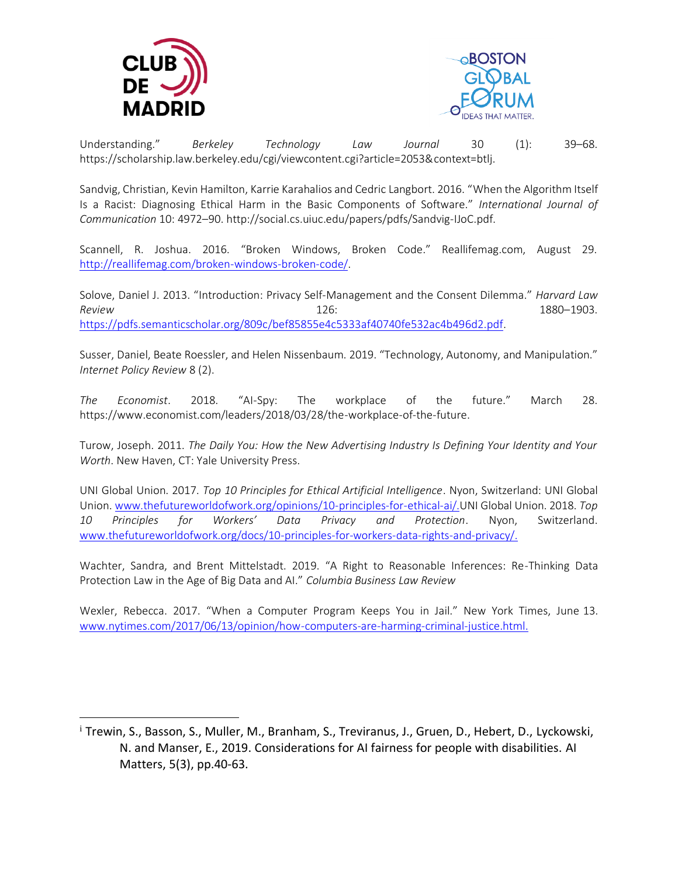Understanding." *Berkeley Technology Law Journal* 30 (1): 39–68. https://scholarship.law.berkeley.edu/cgi/viewcontent.cgi?article=2053&context=btlj.

Sandvig, Christian, Kevin Hamilton, Karrie Karahalios and Cedric Langbort. 2016. "When the Algorithm Itself Is a Racist: Diagnosing Ethical Harm in the Basic Components of Software." *International Journal of Communication* 10: 4972–90. http://social.cs.uiuc.edu/papers/pdfs/Sandvig-IJoC.pdf.

Scannell, R. Joshua. 2016. "Broken Windows, Broken Code." Reallifemag.com, August 29. http://reallifemag.com/broken-windows-broken-code/.

Solove, Daniel J. 2013. "Introduction: Privacy Self-Management and the Consent Dilemma." *Harvard Law Review* 126: 1880–1903. https://pdfs.semanticscholar.org/809c/bef85855e4c5333af40740fe532ac4b496d2.pdf.

Susser, Daniel, Beate Roessler, and Helen Nissenbaum. 2019. "Technology, Autonomy, and Manipulation." *Internet Policy Review* 8 (2).

*The Economist*. 2018. "AI-Spy: The workplace of the future." March 28. https://www.economist.com/leaders/2018/03/28/the-workplace-of-the-future.

Turow, Joseph. 2011. *The Daily You: How the New Advertising Industry Is Defining Your Identity and Your Worth*. New Haven, CT: Yale University Press.

UNI Global Union. 2017. *Top 10 Principles for Ethical Artificial Intelligence*. Nyon, Switzerland: UNI Global Union. www.thefutureworldofwork.org/opinions/10-principles-for-ethical-ai/.UNI Global Union. 2018. *Top 10 Principles for Workers' Data Privacy and Protection*. Nyon, Switzerland. www.thefutureworldofwork.org/docs/10-principles-for-workers-data-rights-and-privacy/.

Wachter, Sandra, and Brent Mittelstadt. 2019. "A Right to Reasonable Inferences: Re-Thinking Data Protection Law in the Age of Big Data and AI." *Columbia Business Law Review*

Wexler, Rebecca. 2017. "When a Computer Program Keeps You in Jail." New York Times, June 13. www.nytimes.com/2017/06/13/opinion/how-computers-are-harming-criminal-justice.html.

---

[i] Trewin, S., Basson, S., Muller, M., Branham, S., Treviranus, J., Gruen, D., Hebert, D., Lyckowski, N. and Manser, E., 2019. Considerations for AI fairness for people with disabilities. AI Matters, 5(3), pp.40-63.